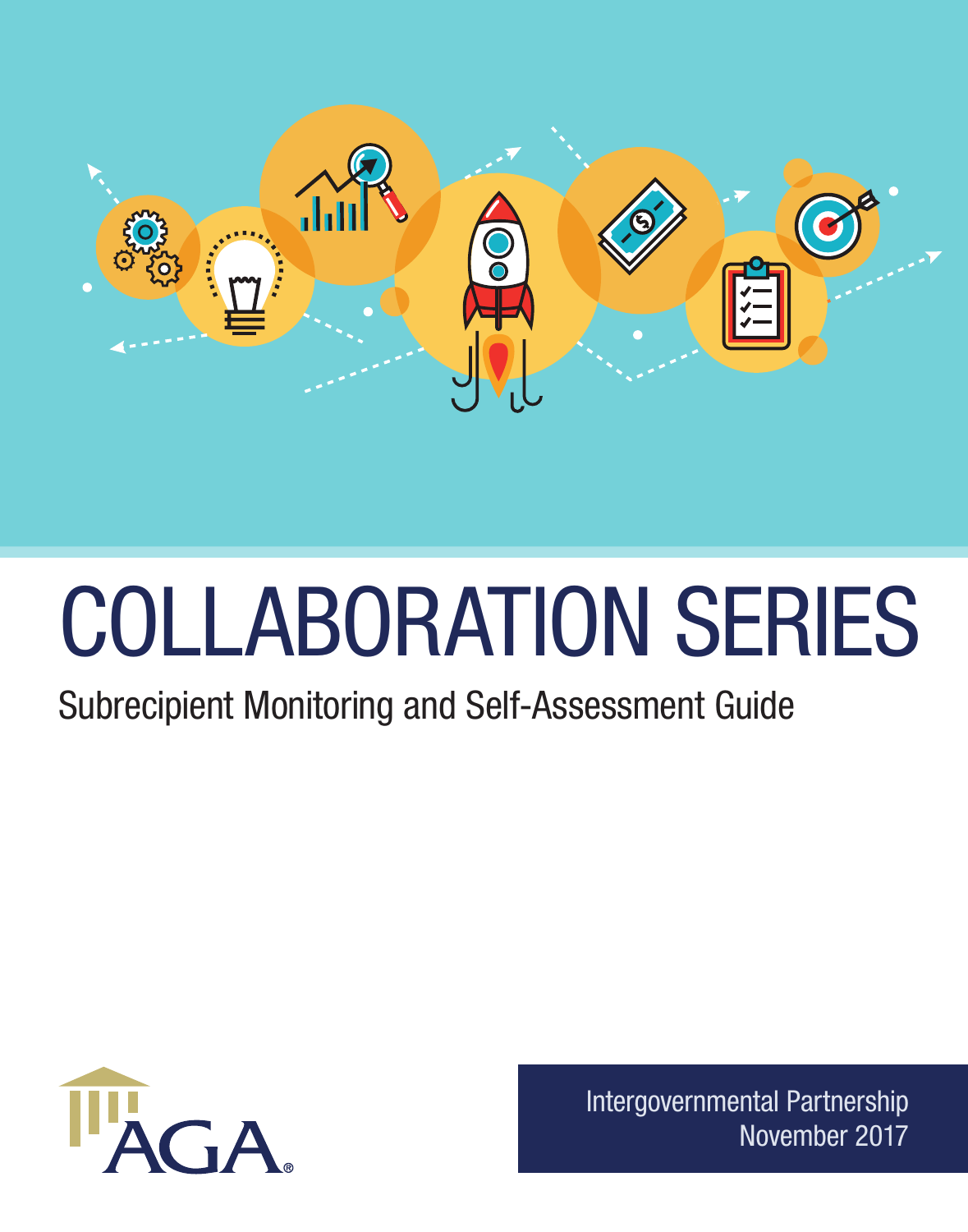# COLLABORATION SERIES

## Subrecipient Monitoring and Self-Assessment Guide

AGA

Intergovernmental Partnership
November 2017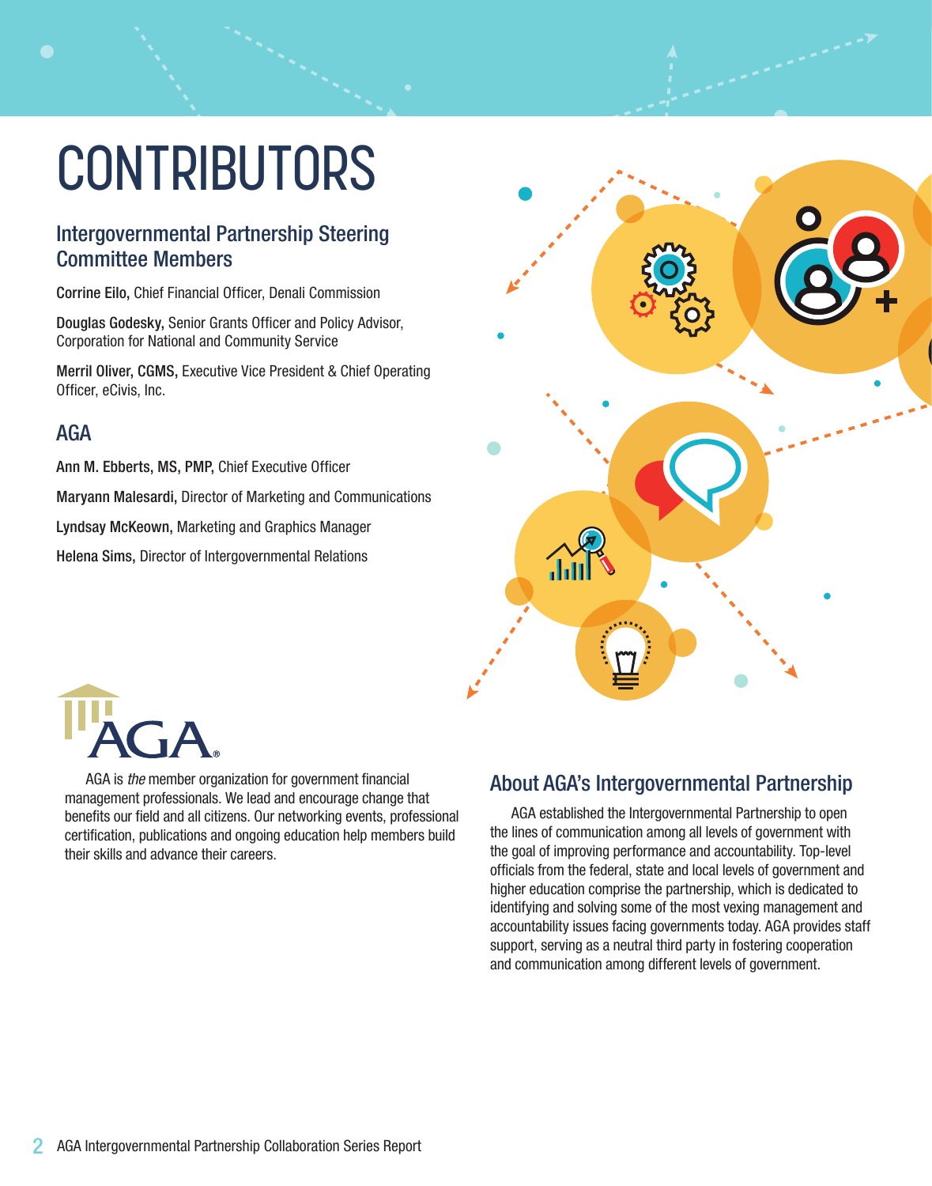# CONTRIBUTORS

## Intergovernmental Partnership Steering Committee Members

**Corrine Eilo,** Chief Financial Officer, Denali Commission

**Douglas Godesky,** Senior Grants Officer and Policy Advisor, Corporation for National and Community Service

**Merril Oliver, CGMS,** Executive Vice President & Chief Operating Officer, eCivis, Inc.

## AGA

**Ann M. Ebberts, MS, PMP,** Chief Executive Officer

**Maryann Malesardi,** Director of Marketing and Communications

**Lyndsay McKeown,** Marketing and Graphics Manager

**Helena Sims,** Director of Intergovernmental Relations

AGA is *the* member organization for government financial management professionals. We lead and encourage change that benefits our field and all citizens. Our networking events, professional certification, publications and ongoing education help members build their skills and advance their careers.

## About AGA's Intergovernmental Partnership

AGA established the Intergovernmental Partnership to open the lines of communication among all levels of government with the goal of improving performance and accountability. Top-level officials from the federal, state and local levels of government and higher education comprise the partnership, which is dedicated to identifying and solving some of the most vexing management and accountability issues facing governments today. AGA provides staff support, serving as a neutral third party in fostering cooperation and communication among different levels of government.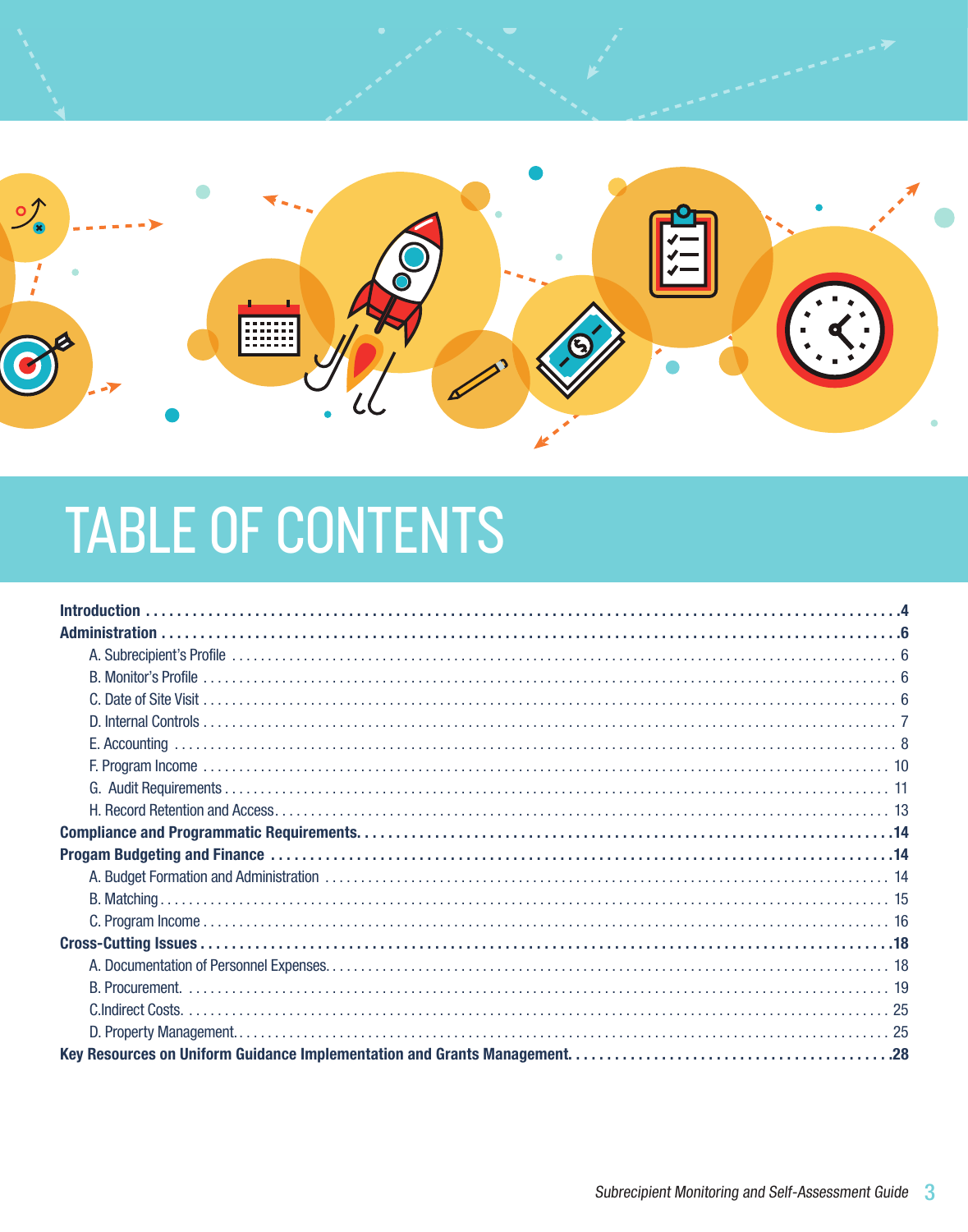# TABLE OF CONTENTS

**Introduction** .... **4**

**Administration** .... **6**

- A. Subrecipient's Profile .... 6
- B. Monitor's Profile .... 6
- C. Date of Site Visit .... 6
- D. Internal Controls .... 7
- E. Accounting .... 8
- F. Program Income .... 10
- G. Audit Requirements .... 11
- H. Record Retention and Access .... 13

**Compliance and Programmatic Requirements.** .... **14**

**Progam Budgeting and Finance** .... **14**

- A. Budget Formation and Administration .... 14
- B. Matching .... 15
- C. Program Income .... 16

**Cross-Cutting Issues** .... **18**

- A. Documentation of Personnel Expenses. .... 18
- B. Procurement. .... 19
- C.Indirect Costs. .... 25
- D. Property Management. .... 25

**Key Resources on Uniform Guidance Implementation and Grants Management.** .... **28**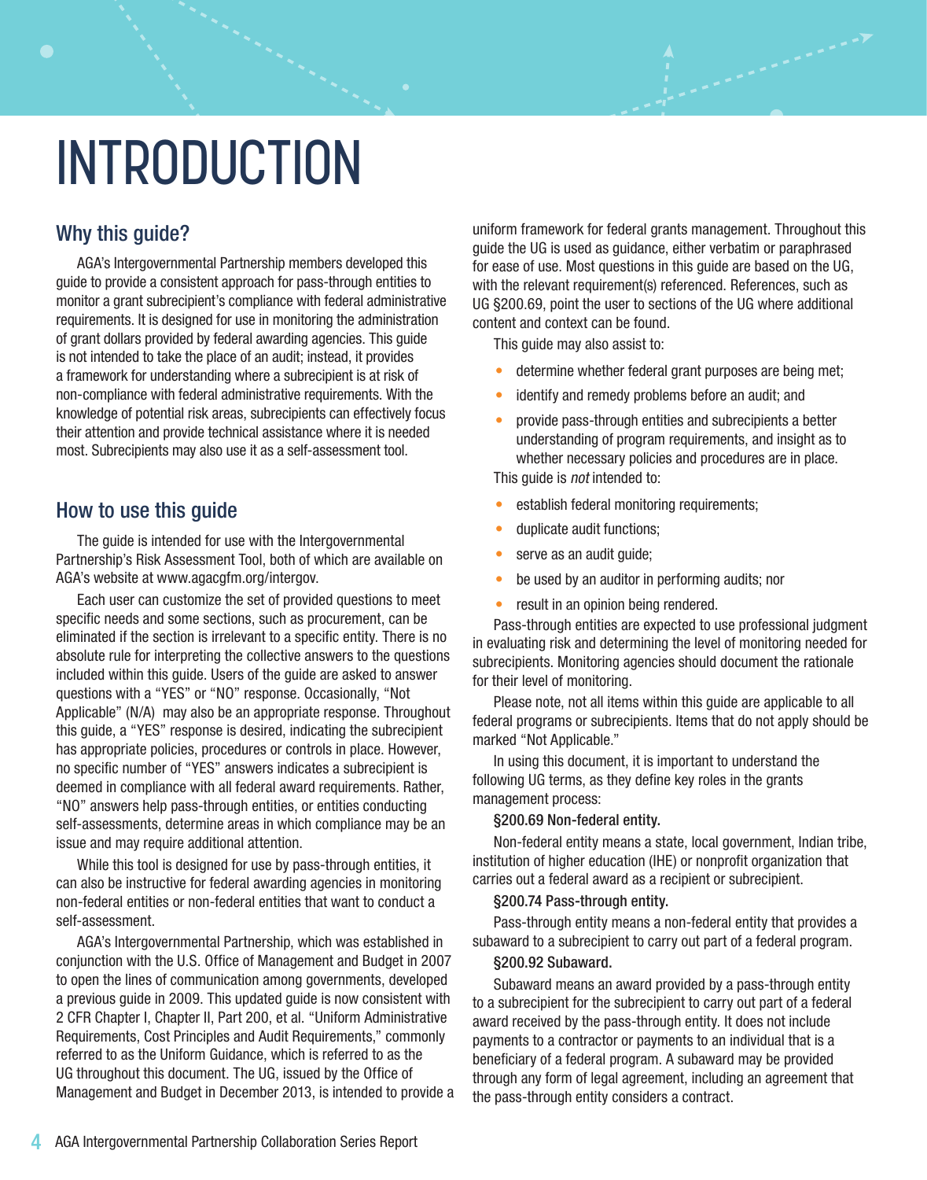# INTRODUCTION

## Why this guide?

AGA's Intergovernmental Partnership members developed this guide to provide a consistent approach for pass-through entities to monitor a grant subrecipient's compliance with federal administrative requirements. It is designed for use in monitoring the administration of grant dollars provided by federal awarding agencies. This guide is not intended to take the place of an audit; instead, it provides a framework for understanding where a subrecipient is at risk of non-compliance with federal administrative requirements. With the knowledge of potential risk areas, subrecipients can effectively focus their attention and provide technical assistance where it is needed most. Subrecipients may also use it as a self-assessment tool.

## How to use this guide

The guide is intended for use with the Intergovernmental Partnership's Risk Assessment Tool, both of which are available on AGA's website at www.agacgfm.org/intergov.

Each user can customize the set of provided questions to meet specific needs and some sections, such as procurement, can be eliminated if the section is irrelevant to a specific entity. There is no absolute rule for interpreting the collective answers to the questions included within this guide. Users of the guide are asked to answer questions with a "YES" or "NO" response. Occasionally, "Not Applicable" (N/A) may also be an appropriate response. Throughout this guide, a "YES" response is desired, indicating the subrecipient has appropriate policies, procedures or controls in place. However, no specific number of "YES" answers indicates a subrecipient is deemed in compliance with all federal award requirements. Rather, "NO" answers help pass-through entities, or entities conducting self-assessments, determine areas in which compliance may be an issue and may require additional attention.

While this tool is designed for use by pass-through entities, it can also be instructive for federal awarding agencies in monitoring non-federal entities or non-federal entities that want to conduct a self-assessment.

AGA's Intergovernmental Partnership, which was established in conjunction with the U.S. Office of Management and Budget in 2007 to open the lines of communication among governments, developed a previous guide in 2009. This updated guide is now consistent with 2 CFR Chapter I, Chapter II, Part 200, et al. "Uniform Administrative Requirements, Cost Principles and Audit Requirements," commonly referred to as the Uniform Guidance, which is referred to as the UG throughout this document. The UG, issued by the Office of Management and Budget in December 2013, is intended to provide a uniform framework for federal grants management. Throughout this guide the UG is used as guidance, either verbatim or paraphrased for ease of use. Most questions in this guide are based on the UG, with the relevant requirement(s) referenced. References, such as UG §200.69, point the user to sections of the UG where additional content and context can be found.

This guide may also assist to:

- determine whether federal grant purposes are being met;
- identify and remedy problems before an audit; and
- provide pass-through entities and subrecipients a better understanding of program requirements, and insight as to whether necessary policies and procedures are in place.

This guide is *not* intended to:

- establish federal monitoring requirements;
- duplicate audit functions;
- serve as an audit guide;
- be used by an auditor in performing audits; nor
- result in an opinion being rendered.

Pass-through entities are expected to use professional judgment in evaluating risk and determining the level of monitoring needed for subrecipients. Monitoring agencies should document the rationale for their level of monitoring.

Please note, not all items within this guide are applicable to all federal programs or subrecipients. Items that do not apply should be marked "Not Applicable."

In using this document, it is important to understand the following UG terms, as they define key roles in the grants management process:

**§200.69 Non-federal entity.**

Non-federal entity means a state, local government, Indian tribe, institution of higher education (IHE) or nonprofit organization that carries out a federal award as a recipient or subrecipient.

**§200.74 Pass-through entity.**

Pass-through entity means a non-federal entity that provides a subaward to a subrecipient to carry out part of a federal program.

**§200.92 Subaward.**

Subaward means an award provided by a pass-through entity to a subrecipient for the subrecipient to carry out part of a federal award received by the pass-through entity. It does not include payments to a contractor or payments to an individual that is a beneficiary of a federal program. A subaward may be provided through any form of legal agreement, including an agreement that the pass-through entity considers a contract.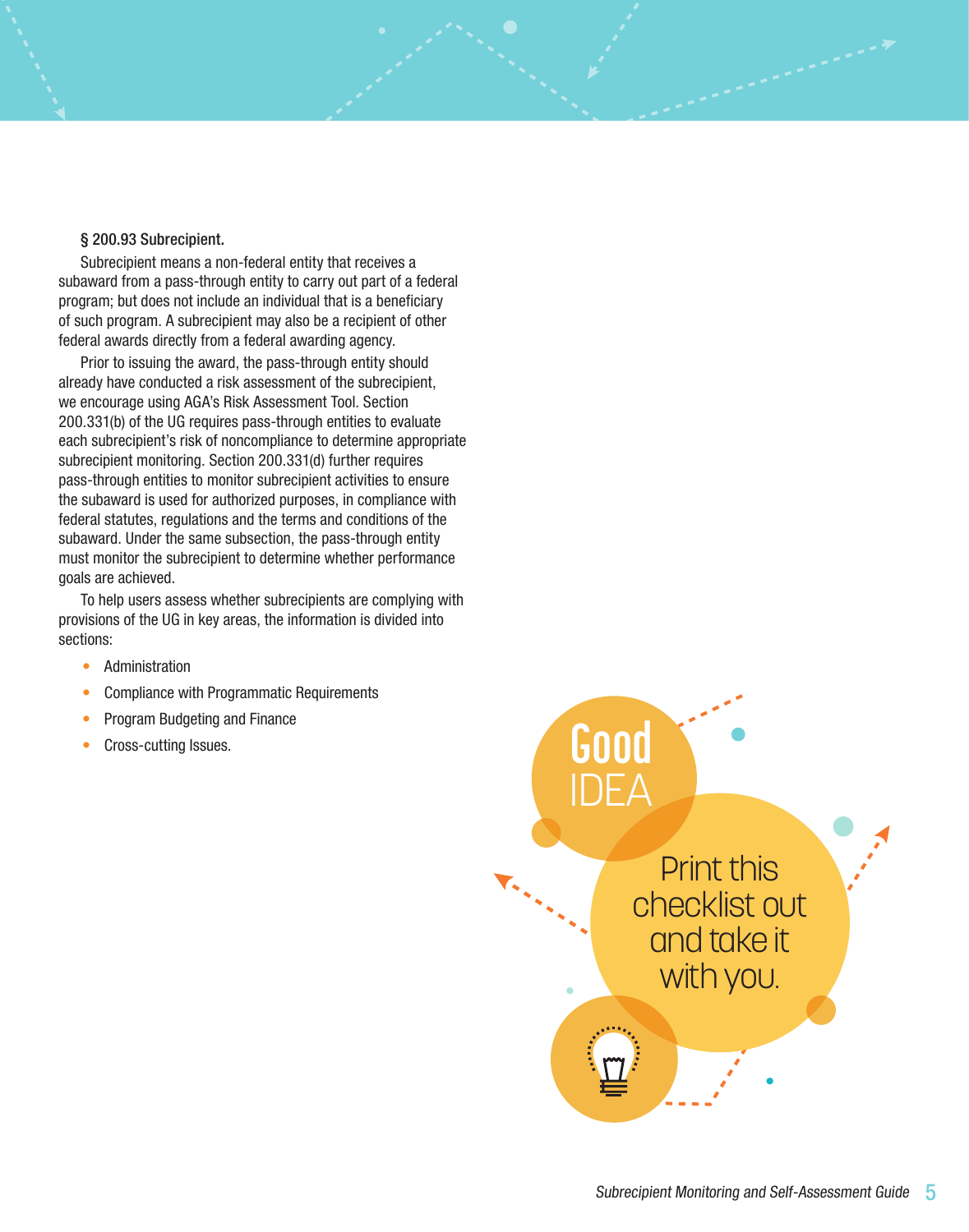§ 200.93 Subrecipient.

Subrecipient means a non-federal entity that receives a subaward from a pass-through entity to carry out part of a federal program; but does not include an individual that is a beneficiary of such program. A subrecipient may also be a recipient of other federal awards directly from a federal awarding agency.

Prior to issuing the award, the pass-through entity should already have conducted a risk assessment of the subrecipient, we encourage using AGA's Risk Assessment Tool. Section 200.331(b) of the UG requires pass-through entities to evaluate each subrecipient's risk of noncompliance to determine appropriate subrecipient monitoring. Section 200.331(d) further requires pass-through entities to monitor subrecipient activities to ensure the subaward is used for authorized purposes, in compliance with federal statutes, regulations and the terms and conditions of the subaward. Under the same subsection, the pass-through entity must monitor the subrecipient to determine whether performance goals are achieved.

To help users assess whether subrecipients are complying with provisions of the UG in key areas, the information is divided into sections:

- Administration
- Compliance with Programmatic Requirements
- Program Budgeting and Finance
- Cross-cutting Issues.

**Good IDEA**

Print this checklist out and take it with you.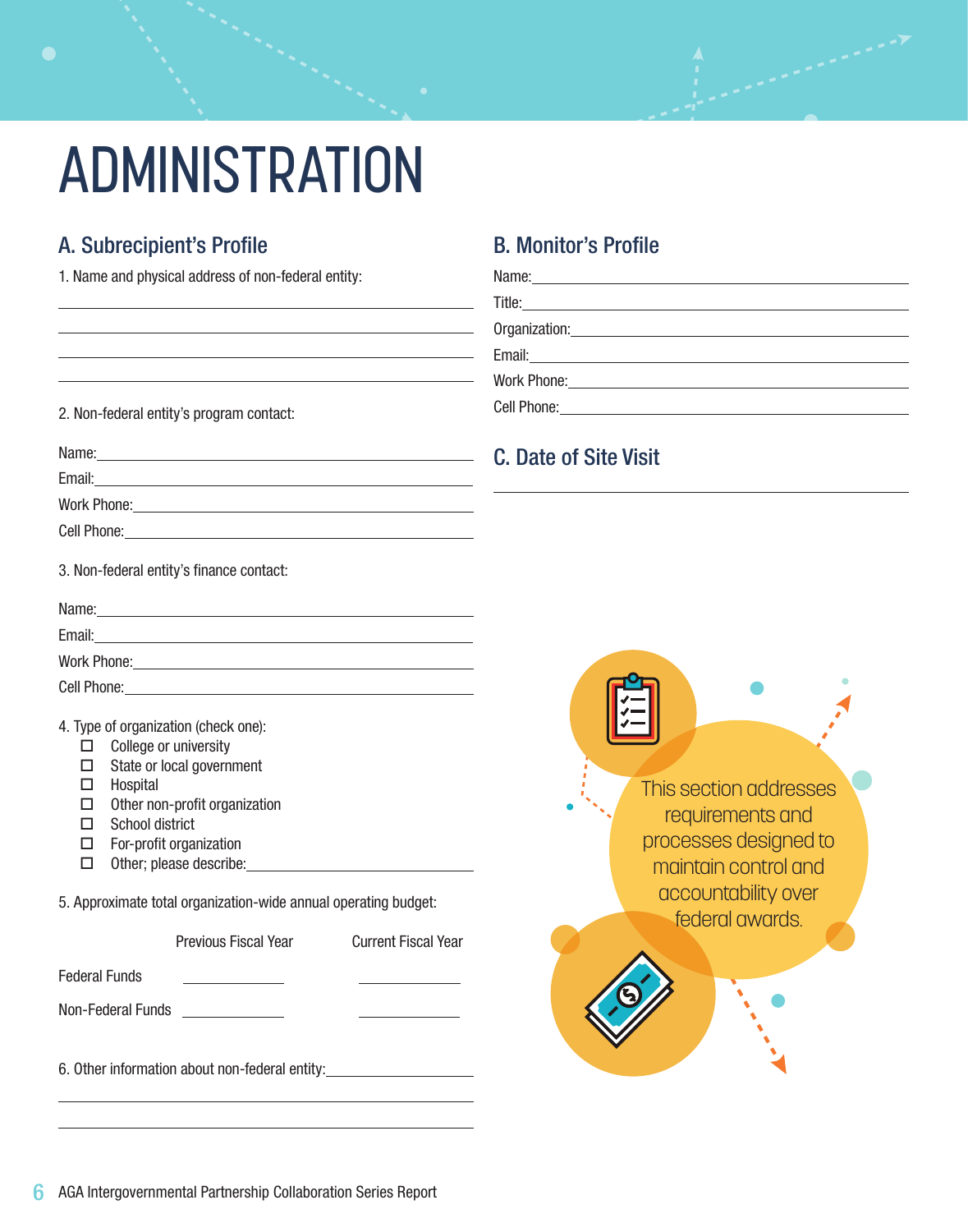# ADMINISTRATION

## A. Subrecipient's Profile

1. Name and physical address of non-federal entity:

\_\_\_\_\_\_\_\_\_\_\_\_\_\_\_\_\_\_\_\_\_\_\_\_\_\_\_\_\_\_\_\_\_\_\_\_\_\_\_\_

\_\_\_\_\_\_\_\_\_\_\_\_\_\_\_\_\_\_\_\_\_\_\_\_\_\_\_\_\_\_\_\_\_\_\_\_\_\_\_\_

\_\_\_\_\_\_\_\_\_\_\_\_\_\_\_\_\_\_\_\_\_\_\_\_\_\_\_\_\_\_\_\_\_\_\_\_\_\_\_\_

\_\_\_\_\_\_\_\_\_\_\_\_\_\_\_\_\_\_\_\_\_\_\_\_\_\_\_\_\_\_\_\_\_\_\_\_\_\_\_\_

2. Non-federal entity's program contact:

Name: \_\_\_\_\_\_\_\_\_\_\_\_\_\_\_\_\_\_\_\_\_\_\_\_\_\_\_\_\_\_\_\_

Email: \_\_\_\_\_\_\_\_\_\_\_\_\_\_\_\_\_\_\_\_\_\_\_\_\_\_\_\_\_\_\_\_

Work Phone: \_\_\_\_\_\_\_\_\_\_\_\_\_\_\_\_\_\_\_\_\_\_\_\_\_\_\_\_

Cell Phone: \_\_\_\_\_\_\_\_\_\_\_\_\_\_\_\_\_\_\_\_\_\_\_\_\_\_\_\_\_

3. Non-federal entity's finance contact:

Name: \_\_\_\_\_\_\_\_\_\_\_\_\_\_\_\_\_\_\_\_\_\_\_\_\_\_\_\_\_\_\_\_

Email: \_\_\_\_\_\_\_\_\_\_\_\_\_\_\_\_\_\_\_\_\_\_\_\_\_\_\_\_\_\_\_\_

Work Phone: \_\_\_\_\_\_\_\_\_\_\_\_\_\_\_\_\_\_\_\_\_\_\_\_\_\_\_\_

Cell Phone: \_\_\_\_\_\_\_\_\_\_\_\_\_\_\_\_\_\_\_\_\_\_\_\_\_\_\_\_\_

4. Type of organization (check one):
   - ☐ College or university
   - ☐ State or local government
   - ☐ Hospital
   - ☐ Other non-profit organization
   - ☐ School district
   - ☐ For-profit organization
   - ☐ Other; please describe: \_\_\_\_\_\_\_\_\_\_\_\_\_\_\_\_\_\_\_\_

5. Approximate total organization-wide annual operating budget:

| | Previous Fiscal Year | Current Fiscal Year |
|---|---|---|
| Federal Funds | \_\_\_\_\_\_\_\_\_\_ | \_\_\_\_\_\_\_\_\_\_ |
| Non-Federal Funds | \_\_\_\_\_\_\_\_\_\_ | \_\_\_\_\_\_\_\_\_\_ |

6. Other information about non-federal entity: \_\_\_\_\_\_\_\_\_\_\_\_\_\_\_\_\_\_\_\_

\_\_\_\_\_\_\_\_\_\_\_\_\_\_\_\_\_\_\_\_\_\_\_\_\_\_\_\_\_\_\_\_\_\_\_\_\_\_\_\_

\_\_\_\_\_\_\_\_\_\_\_\_\_\_\_\_\_\_\_\_\_\_\_\_\_\_\_\_\_\_\_\_\_\_\_\_\_\_\_\_

## B. Monitor's Profile

Name: \_\_\_\_\_\_\_\_\_\_\_\_\_\_\_\_\_\_\_\_\_\_\_\_\_\_\_\_\_\_\_\_

Title: \_\_\_\_\_\_\_\_\_\_\_\_\_\_\_\_\_\_\_\_\_\_\_\_\_\_\_\_\_\_\_\_

Organization: \_\_\_\_\_\_\_\_\_\_\_\_\_\_\_\_\_\_\_\_\_\_\_\_\_\_\_

Email: \_\_\_\_\_\_\_\_\_\_\_\_\_\_\_\_\_\_\_\_\_\_\_\_\_\_\_\_\_\_\_\_

Work Phone: \_\_\_\_\_\_\_\_\_\_\_\_\_\_\_\_\_\_\_\_\_\_\_\_\_\_\_\_

Cell Phone: \_\_\_\_\_\_\_\_\_\_\_\_\_\_\_\_\_\_\_\_\_\_\_\_\_\_\_\_\_

## C. Date of Site Visit

\_\_\_\_\_\_\_\_\_\_\_\_\_\_\_\_\_\_\_\_\_\_\_\_\_\_\_\_\_\_\_\_\_\_\_\_\_\_\_\_

This section addresses requirements and processes designed to maintain control and accountability over federal awards.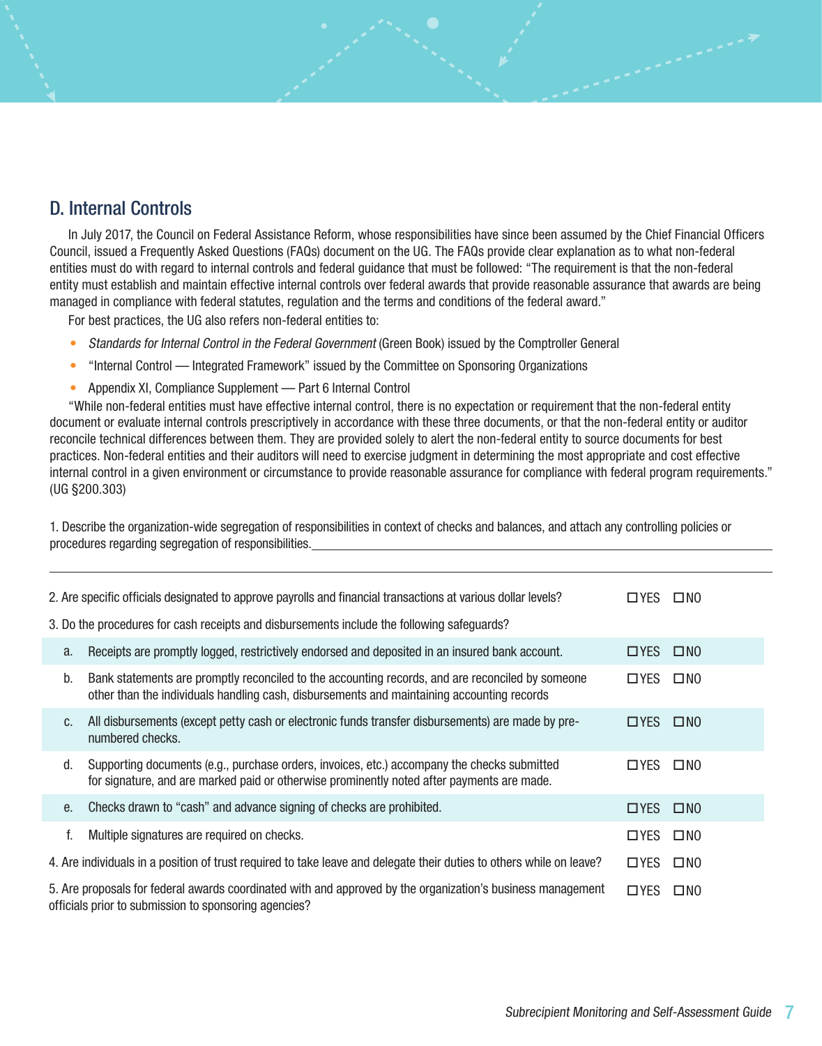## D. Internal Controls

In July 2017, the Council on Federal Assistance Reform, whose responsibilities have since been assumed by the Chief Financial Officers Council, issued a Frequently Asked Questions (FAQs) document on the UG. The FAQs provide clear explanation as to what non-federal entities must do with regard to internal controls and federal guidance that must be followed: "The requirement is that the non-federal entity must establish and maintain effective internal controls over federal awards that provide reasonable assurance that awards are being managed in compliance with federal statutes, regulation and the terms and conditions of the federal award."

For best practices, the UG also refers non-federal entities to:

- *Standards for Internal Control in the Federal Government* (Green Book) issued by the Comptroller General
- "Internal Control — Integrated Framework" issued by the Committee on Sponsoring Organizations
- Appendix XI, Compliance Supplement — Part 6 Internal Control

"While non-federal entities must have effective internal control, there is no expectation or requirement that the non-federal entity document or evaluate internal controls prescriptively in accordance with these three documents, or that the non-federal entity or auditor reconcile technical differences between them. They are provided solely to alert the non-federal entity to source documents for best practices. Non-federal entities and their auditors will need to exercise judgment in determining the most appropriate and cost effective internal control in a given environment or circumstance to provide reasonable assurance for compliance with federal program requirements." (UG §200.303)

1. Describe the organization-wide segregation of responsibilities in context of checks and balances, and attach any controlling policies or procedures regarding segregation of responsibilities.\_\_\_\_\_\_\_\_\_\_\_\_\_\_\_\_\_\_\_\_\_\_\_\_\_\_\_\_\_\_\_\_\_\_\_\_\_\_\_\_\_\_\_\_\_\_\_\_\_\_\_\_

\_\_\_\_\_\_\_\_\_\_\_\_\_\_\_\_\_\_\_\_\_\_\_\_\_\_\_\_\_\_\_\_\_\_\_\_\_\_\_\_\_\_\_\_\_\_\_\_\_\_\_\_\_\_\_\_\_\_\_\_\_\_\_\_\_\_\_\_\_\_\_\_\_\_\_\_\_\_\_\_\_\_\_\_\_\_\_\_\_\_\_\_\_\_\_\_\_\_\_\_\_\_\_\_\_\_\_\_\_\_

| Question | YES | NO |
|---|---|---|
| 2. Are specific officials designated to approve payrolls and financial transactions at various dollar levels? | ☐YES | ☐NO |
| 3. Do the procedures for cash receipts and disbursements include the following safeguards? | | |
| a. Receipts are promptly logged, restrictively endorsed and deposited in an insured bank account. | ☐YES | ☐NO |
| b. Bank statements are promptly reconciled to the accounting records, and are reconciled by someone other than the individuals handling cash, disbursements and maintaining accounting records | ☐YES | ☐NO |
| c. All disbursements (except petty cash or electronic funds transfer disbursements) are made by pre-numbered checks. | ☐YES | ☐NO |
| d. Supporting documents (e.g., purchase orders, invoices, etc.) accompany the checks submitted for signature, and are marked paid or otherwise prominently noted after payments are made. | ☐YES | ☐NO |
| e. Checks drawn to "cash" and advance signing of checks are prohibited. | ☐YES | ☐NO |
| f. Multiple signatures are required on checks. | ☐YES | ☐NO |
| 4. Are individuals in a position of trust required to take leave and delegate their duties to others while on leave? | ☐YES | ☐NO |
| 5. Are proposals for federal awards coordinated with and approved by the organization's business management officials prior to submission to sponsoring agencies? | ☐YES | ☐NO |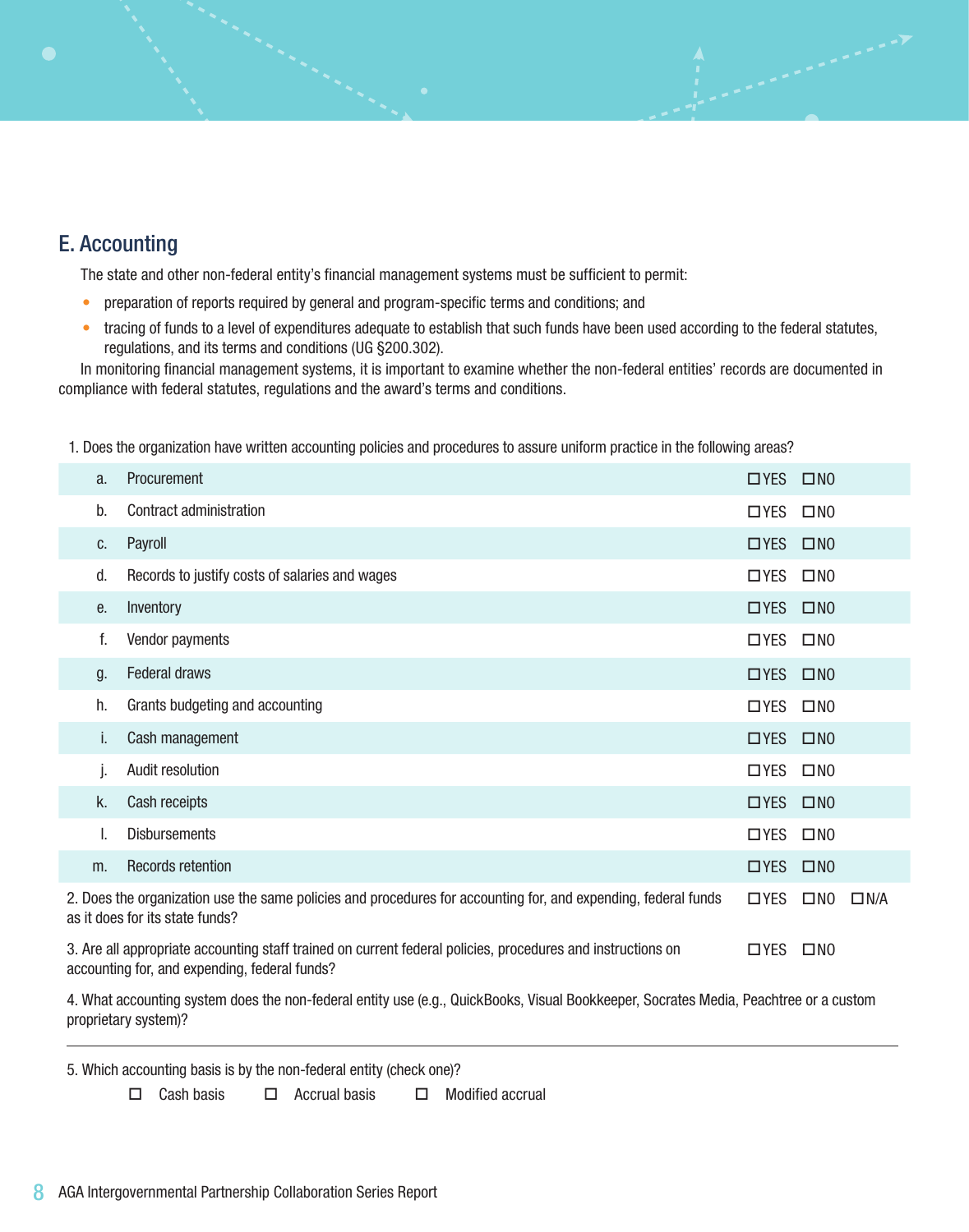## E. Accounting

The state and other non-federal entity's financial management systems must be sufficient to permit:

- preparation of reports required by general and program-specific terms and conditions; and
- tracing of funds to a level of expenditures adequate to establish that such funds have been used according to the federal statutes, regulations, and its terms and conditions (UG §200.302).

In monitoring financial management systems, it is important to examine whether the non-federal entities' records are documented in compliance with federal statutes, regulations and the award's terms and conditions.

1. Does the organization have written accounting policies and procedures to assure uniform practice in the following areas?

| | | |
|---|---|---|
| a. | Procurement | ☐YES ☐NO |
| b. | Contract administration | ☐YES ☐NO |
| c. | Payroll | ☐YES ☐NO |
| d. | Records to justify costs of salaries and wages | ☐YES ☐NO |
| e. | Inventory | ☐YES ☐NO |
| f. | Vendor payments | ☐YES ☐NO |
| g. | Federal draws | ☐YES ☐NO |
| h. | Grants budgeting and accounting | ☐YES ☐NO |
| i. | Cash management | ☐YES ☐NO |
| j. | Audit resolution | ☐YES ☐NO |
| k. | Cash receipts | ☐YES ☐NO |
| l. | Disbursements | ☐YES ☐NO |
| m. | Records retention | ☐YES ☐NO |

2. Does the organization use the same policies and procedures for accounting for, and expending, federal funds as it does for its state funds? ☐YES ☐NO ☐N/A

3. Are all appropriate accounting staff trained on current federal policies, procedures and instructions on accounting for, and expending, federal funds? ☐YES ☐NO

4. What accounting system does the non-federal entity use (e.g., QuickBooks, Visual Bookkeeper, Socrates Media, Peachtree or a custom proprietary system)?

---

5. Which accounting basis is by the non-federal entity (check one)?

☐ Cash basis ☐ Accrual basis ☐ Modified accrual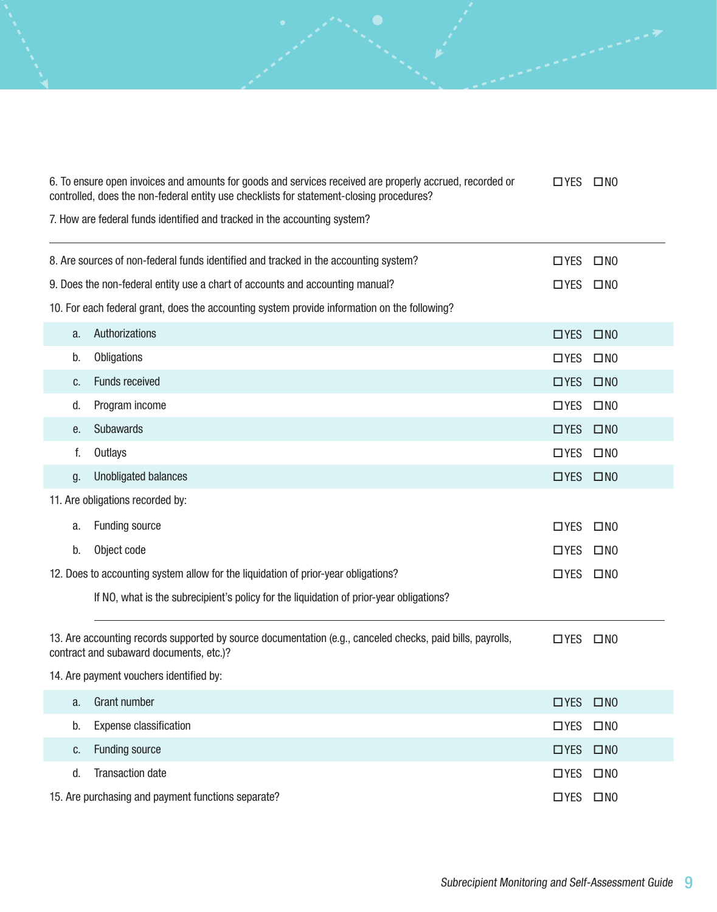6. To ensure open invoices and amounts for goods and services received are properly accrued, recorded or controlled, does the non-federal entity use checklists for statement-closing procedures? ☐YES ☐NO

7. How are federal funds identified and tracked in the accounting system?

---

8. Are sources of non-federal funds identified and tracked in the accounting system? ☐YES ☐NO

9. Does the non-federal entity use a chart of accounts and accounting manual? ☐YES ☐NO

10. For each federal grant, does the accounting system provide information on the following?

| | | |
|---|---|---|
| a. | Authorizations | ☐YES ☐NO |
| b. | Obligations | ☐YES ☐NO |
| c. | Funds received | ☐YES ☐NO |
| d. | Program income | ☐YES ☐NO |
| e. | Subawards | ☐YES ☐NO |
| f. | Outlays | ☐YES ☐NO |
| g. | Unobligated balances | ☐YES ☐NO |

11. Are obligations recorded by:

| | | |
|---|---|---|
| a. | Funding source | ☐YES ☐NO |
| b. | Object code | ☐YES ☐NO |

12. Does to accounting system allow for the liquidation of prior-year obligations? ☐YES ☐NO

If NO, what is the subrecipient's policy for the liquidation of prior-year obligations?

---

13. Are accounting records supported by source documentation (e.g., canceled checks, paid bills, payrolls, contract and subaward documents, etc.)? ☐YES ☐NO

14. Are payment vouchers identified by:

| | | |
|---|---|---|
| a. | Grant number | ☐YES ☐NO |
| b. | Expense classification | ☐YES ☐NO |
| c. | Funding source | ☐YES ☐NO |
| d. | Transaction date | ☐YES ☐NO |

15. Are purchasing and payment functions separate? ☐YES ☐NO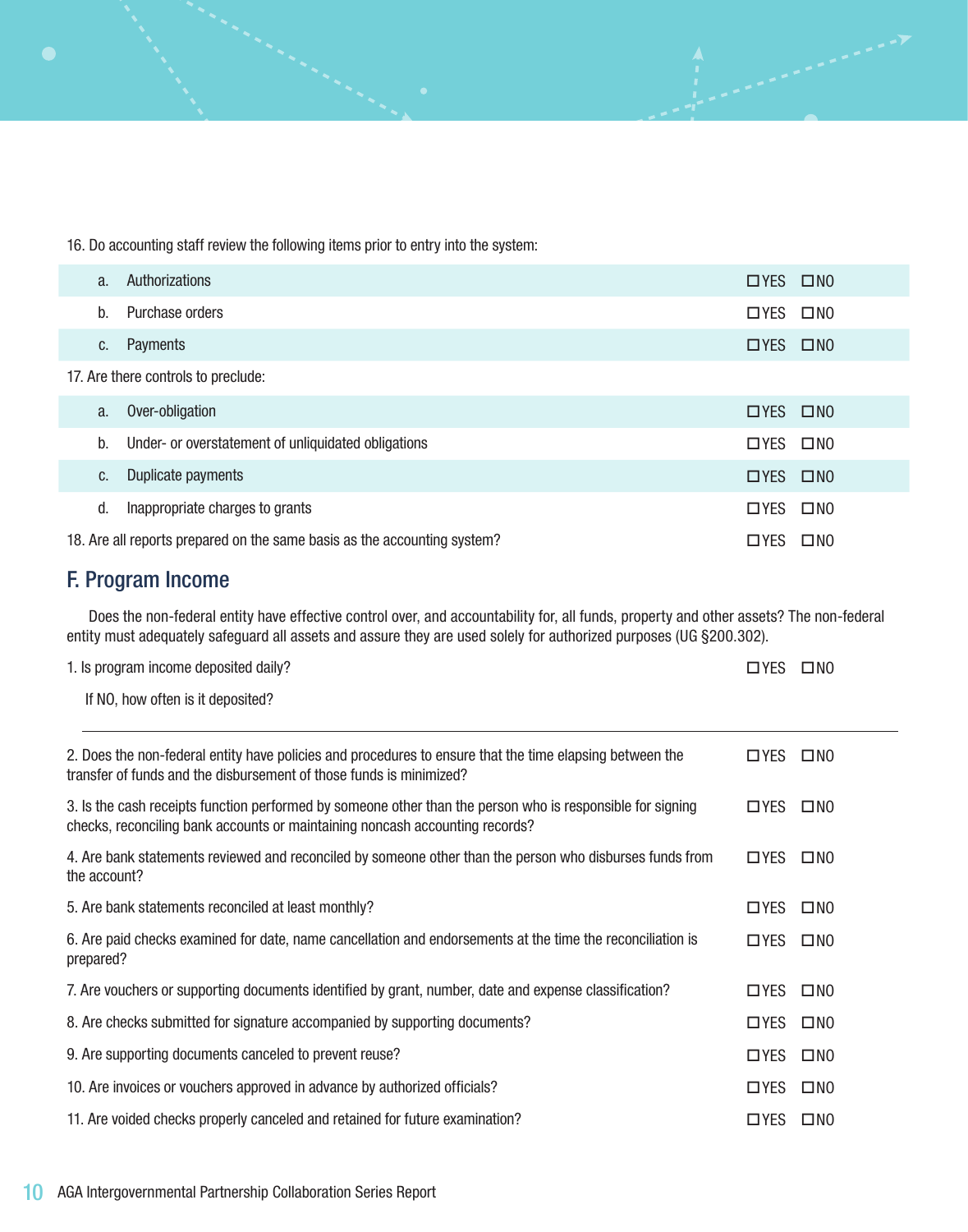16. Do accounting staff review the following items prior to entry into the system:

| | | |
|---|---|---|
| a. | Authorizations | ☐YES ☐NO |
| b. | Purchase orders | ☐YES ☐NO |
| c. | Payments | ☐YES ☐NO |

17. Are there controls to preclude:

| | | |
|---|---|---|
| a. | Over-obligation | ☐YES ☐NO |
| b. | Under- or overstatement of unliquidated obligations | ☐YES ☐NO |
| c. | Duplicate payments | ☐YES ☐NO |
| d. | Inappropriate charges to grants | ☐YES ☐NO |

18. Are all reports prepared on the same basis as the accounting system? ☐YES ☐NO

## F. Program Income

Does the non-federal entity have effective control over, and accountability for, all funds, property and other assets? The non-federal entity must adequately safeguard all assets and assure they are used solely for authorized purposes (UG §200.302).

1. Is program income deposited daily? ☐YES ☐NO

   If NO, how often is it deposited?

   ______________________________________________

2. Does the non-federal entity have policies and procedures to ensure that the time elapsing between the transfer of funds and the disbursement of those funds is minimized? ☐YES ☐NO

3. Is the cash receipts function performed by someone other than the person who is responsible for signing checks, reconciling bank accounts or maintaining noncash accounting records? ☐YES ☐NO

4. Are bank statements reviewed and reconciled by someone other than the person who disburses funds from the account? ☐YES ☐NO

5. Are bank statements reconciled at least monthly? ☐YES ☐NO

6. Are paid checks examined for date, name cancellation and endorsements at the time the reconciliation is prepared? ☐YES ☐NO

7. Are vouchers or supporting documents identified by grant, number, date and expense classification? ☐YES ☐NO

8. Are checks submitted for signature accompanied by supporting documents? ☐YES ☐NO

9. Are supporting documents canceled to prevent reuse? ☐YES ☐NO

10. Are invoices or vouchers approved in advance by authorized officials? ☐YES ☐NO

11. Are voided checks properly canceled and retained for future examination? ☐YES ☐NO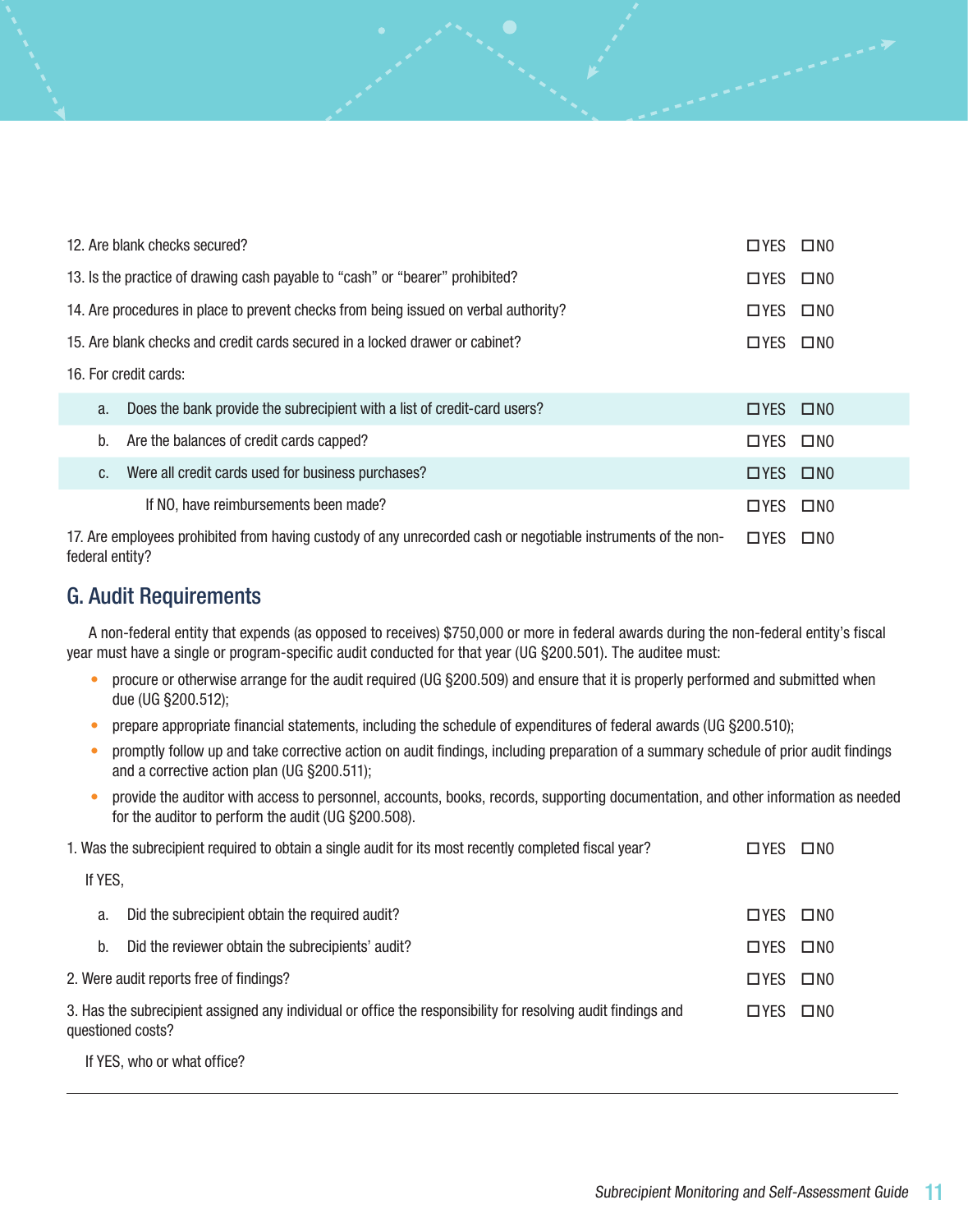12. Are blank checks secured? ☐YES ☐NO

13. Is the practice of drawing cash payable to "cash" or "bearer" prohibited? ☐YES ☐NO

14. Are procedures in place to prevent checks from being issued on verbal authority? ☐YES ☐NO

15. Are blank checks and credit cards secured in a locked drawer or cabinet? ☐YES ☐NO

16. For credit cards:

   a. Does the bank provide the subrecipient with a list of credit-card users? ☐YES ☐NO

   b. Are the balances of credit cards capped? ☐YES ☐NO

   c. Were all credit cards used for business purchases? ☐YES ☐NO

      If NO, have reimbursements been made? ☐YES ☐NO

17. Are employees prohibited from having custody of any unrecorded cash or negotiable instruments of the non-federal entity? ☐YES ☐NO

## G. Audit Requirements

A non-federal entity that expends (as opposed to receives) $750,000 or more in federal awards during the non-federal entity's fiscal year must have a single or program-specific audit conducted for that year (UG §200.501). The auditee must:

- procure or otherwise arrange for the audit required (UG §200.509) and ensure that it is properly performed and submitted when due (UG §200.512);
- prepare appropriate financial statements, including the schedule of expenditures of federal awards (UG §200.510);
- promptly follow up and take corrective action on audit findings, including preparation of a summary schedule of prior audit findings and a corrective action plan (UG §200.511);
- provide the auditor with access to personnel, accounts, books, records, supporting documentation, and other information as needed for the auditor to perform the audit (UG §200.508).

1. Was the subrecipient required to obtain a single audit for its most recently completed fiscal year? ☐YES ☐NO

   If YES,

   a. Did the subrecipient obtain the required audit? ☐YES ☐NO

   b. Did the reviewer obtain the subrecipients' audit? ☐YES ☐NO

2. Were audit reports free of findings? ☐YES ☐NO

3. Has the subrecipient assigned any individual or office the responsibility for resolving audit findings and questioned costs? ☐YES ☐NO

   If YES, who or what office?

---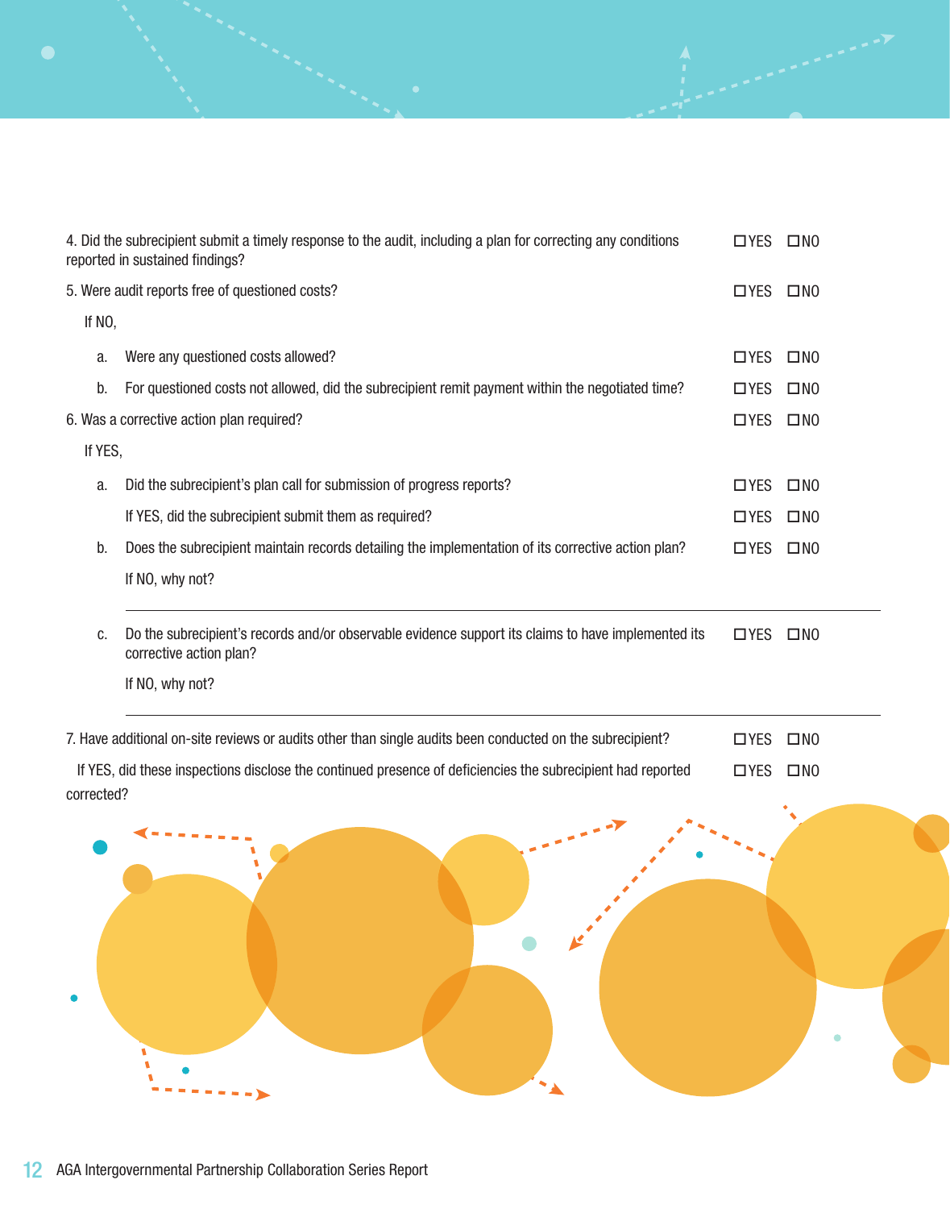4. Did the subrecipient submit a timely response to the audit, including a plan for correcting any conditions reported in sustained findings? ☐YES ☐NO

5. Were audit reports free of questioned costs? ☐YES ☐NO

If NO,

  a. Were any questioned costs allowed? ☐YES ☐NO

  b. For questioned costs not allowed, did the subrecipient remit payment within the negotiated time? ☐YES ☐NO

6. Was a corrective action plan required? ☐YES ☐NO

If YES,

  a. Did the subrecipient's plan call for submission of progress reports? ☐YES ☐NO

     If YES, did the subrecipient submit them as required? ☐YES ☐NO

  b. Does the subrecipient maintain records detailing the implementation of its corrective action plan? ☐YES ☐NO

     If NO, why not?

     ___

  c. Do the subrecipient's records and/or observable evidence support its claims to have implemented its corrective action plan? ☐YES ☐NO

     If NO, why not?

     ___

7. Have additional on-site reviews or audits other than single audits been conducted on the subrecipient? ☐YES ☐NO

If YES, did these inspections disclose the continued presence of deficiencies the subrecipient had reported corrected? ☐YES ☐NO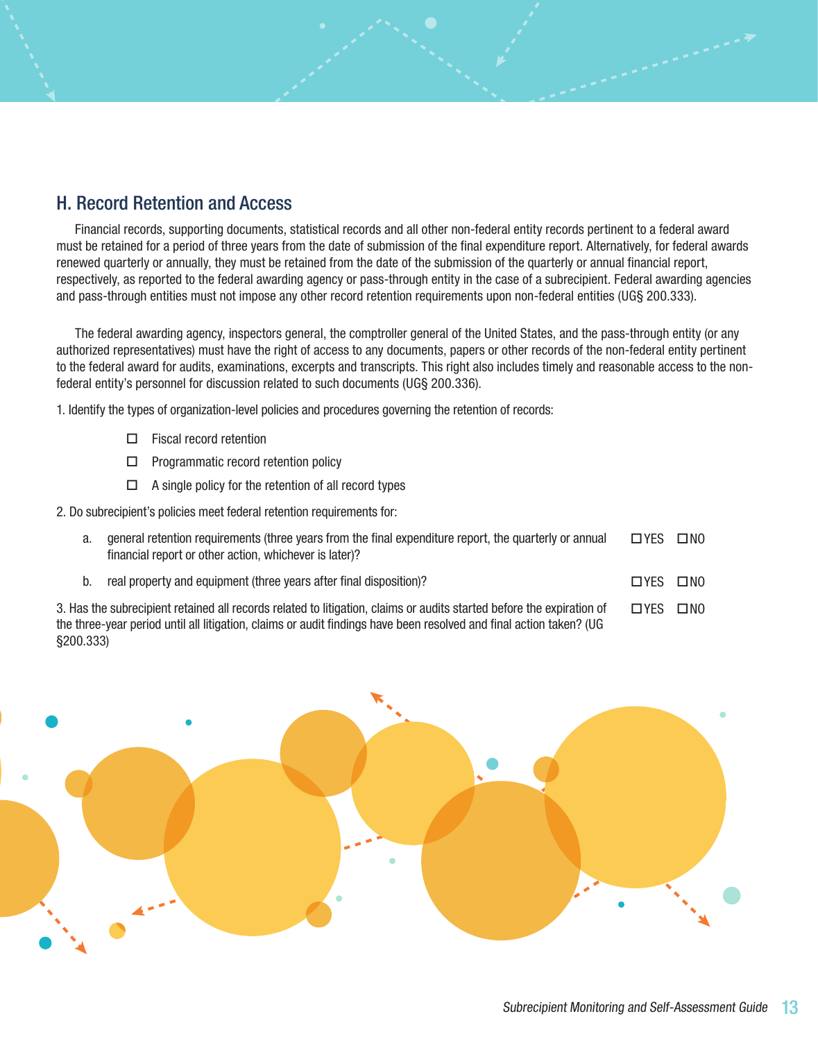## H. Record Retention and Access

Financial records, supporting documents, statistical records and all other non-federal entity records pertinent to a federal award must be retained for a period of three years from the date of submission of the final expenditure report. Alternatively, for federal awards renewed quarterly or annually, they must be retained from the date of the submission of the quarterly or annual financial report, respectively, as reported to the federal awarding agency or pass-through entity in the case of a subrecipient. Federal awarding agencies and pass-through entities must not impose any other record retention requirements upon non-federal entities (UG§ 200.333).

The federal awarding agency, inspectors general, the comptroller general of the United States, and the pass-through entity (or any authorized representatives) must have the right of access to any documents, papers or other records of the non-federal entity pertinent to the federal award for audits, examinations, excerpts and transcripts. This right also includes timely and reasonable access to the non-federal entity's personnel for discussion related to such documents (UG§ 200.336).

1. Identify the types of organization-level policies and procedures governing the retention of records:

   - ☐ Fiscal record retention
   - ☐ Programmatic record retention policy
   - ☐ A single policy for the retention of all record types

2. Do subrecipient's policies meet federal retention requirements for:

   a. general retention requirements (three years from the final expenditure report, the quarterly or annual financial report or other action, whichever is later)? ☐YES ☐NO

   b. real property and equipment (three years after final disposition)? ☐YES ☐NO

3. Has the subrecipient retained all records related to litigation, claims or audits started before the expiration of the three-year period until all litigation, claims or audit findings have been resolved and final action taken? (UG §200.333) ☐YES ☐NO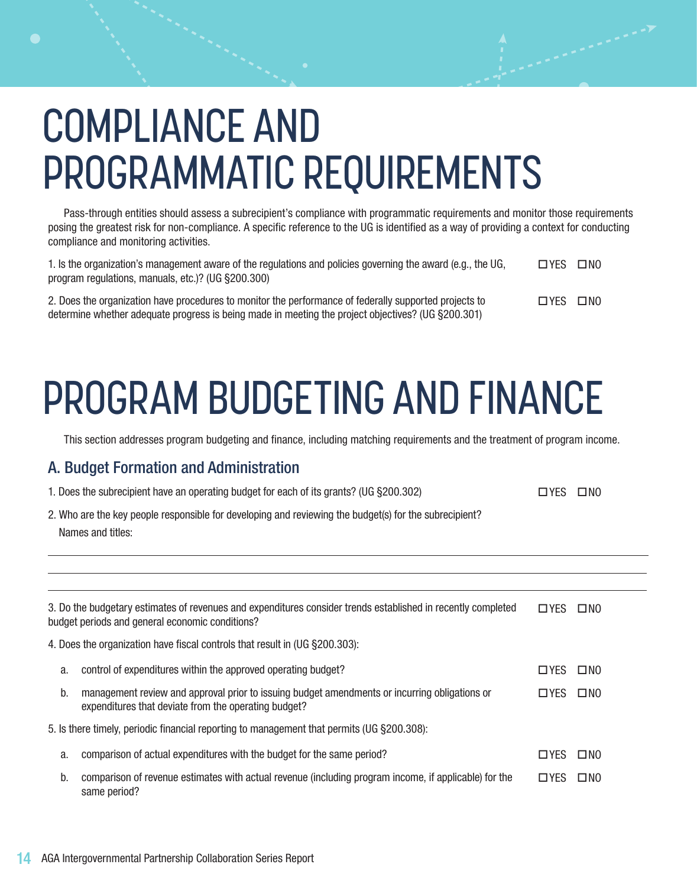# COMPLIANCE AND PROGRAMMATIC REQUIREMENTS

Pass-through entities should assess a subrecipient's compliance with programmatic requirements and monitor those requirements posing the greatest risk for non-compliance. A specific reference to the UG is identified as a way of providing a context for conducting compliance and monitoring activities.

1. Is the organization's management aware of the regulations and policies governing the award (e.g., the UG, program regulations, manuals, etc.)? (UG §200.300) ☐YES ☐NO

2. Does the organization have procedures to monitor the performance of federally supported projects to determine whether adequate progress is being made in meeting the project objectives? (UG §200.301) ☐YES ☐NO

# PROGRAM BUDGETING AND FINANCE

This section addresses program budgeting and finance, including matching requirements and the treatment of program income.

## A. Budget Formation and Administration

1. Does the subrecipient have an operating budget for each of its grants? (UG §200.302) ☐YES ☐NO

2. Who are the key people responsible for developing and reviewing the budget(s) for the subrecipient?
   Names and titles:

_______________________________________________

_______________________________________________

_______________________________________________

3. Do the budgetary estimates of revenues and expenditures consider trends established in recently completed budget periods and general economic conditions? ☐YES ☐NO

4. Does the organization have fiscal controls that result in (UG §200.303):
   a. control of expenditures within the approved operating budget? ☐YES ☐NO
   b. management review and approval prior to issuing budget amendments or incurring obligations or expenditures that deviate from the operating budget? ☐YES ☐NO

5. Is there timely, periodic financial reporting to management that permits (UG §200.308):
   a. comparison of actual expenditures with the budget for the same period? ☐YES ☐NO
   b. comparison of revenue estimates with actual revenue (including program income, if applicable) for the same period? ☐YES ☐NO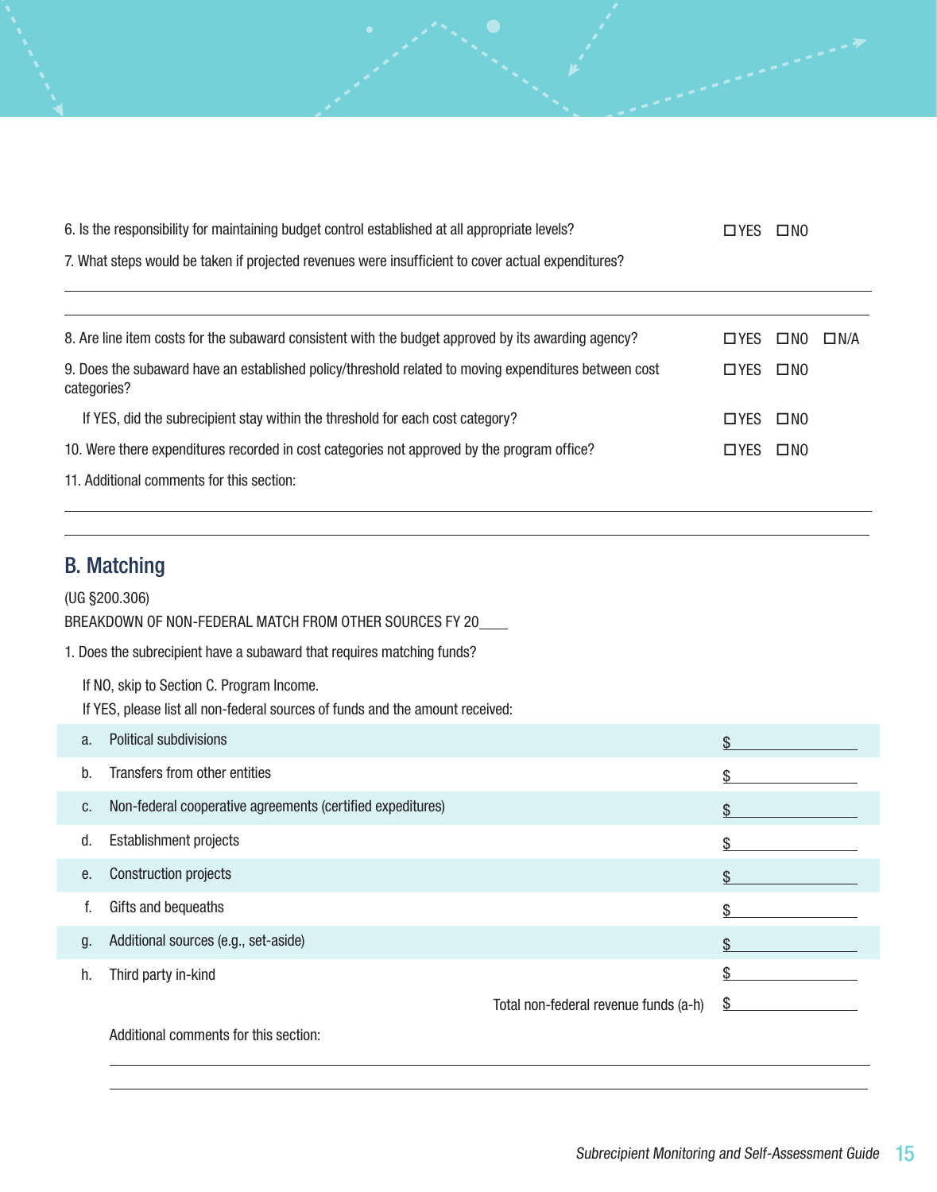6. Is the responsibility for maintaining budget control established at all appropriate levels? ☐YES ☐NO

7. What steps would be taken if projected revenues were insufficient to cover actual expenditures?

______________________________________________________________________

______________________________________________________________________

8. Are line item costs for the subaward consistent with the budget approved by its awarding agency? ☐YES ☐NO ☐N/A

9. Does the subaward have an established policy/threshold related to moving expenditures between cost categories? ☐YES ☐NO

   If YES, did the subrecipient stay within the threshold for each cost category? ☐YES ☐NO

10. Were there expenditures recorded in cost categories not approved by the program office? ☐YES ☐NO

11. Additional comments for this section:

______________________________________________________________________

______________________________________________________________________

## B. Matching

(UG §200.306)

BREAKDOWN OF NON-FEDERAL MATCH FROM OTHER SOURCES FY 20____

1. Does the subrecipient have a subaward that requires matching funds?

   If NO, skip to Section C. Program Income.

   If YES, please list all non-federal sources of funds and the amount received:

| | | |
|---|---|---|
| a. | Political subdivisions | $__________ |
| b. | Transfers from other entities | $__________ |
| c. | Non-federal cooperative agreements (certified expeditures) | $__________ |
| d. | Establishment projects | $__________ |
| e. | Construction projects | $__________ |
| f. | Gifts and bequeaths | $__________ |
| g. | Additional sources (e.g., set-aside) | $__________ |
| h. | Third party in-kind | $__________ |
| | Total non-federal revenue funds (a-h) | $__________ |

Additional comments for this section:

______________________________________________________________________

______________________________________________________________________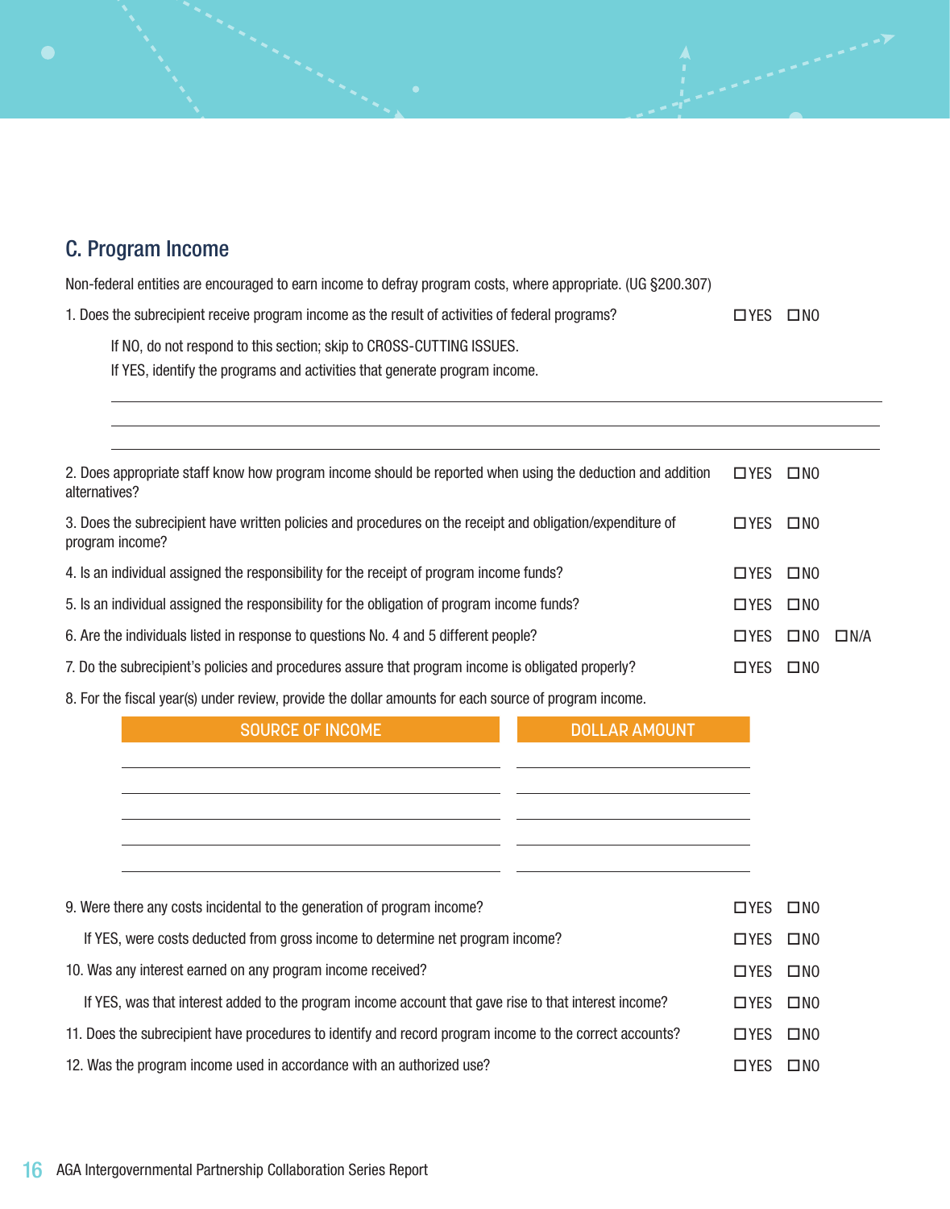## C. Program Income

Non-federal entities are encouraged to earn income to defray program costs, where appropriate. (UG §200.307)

1. Does the subrecipient receive program income as the result of activities of federal programs? ☐YES ☐NO

    If NO, do not respond to this section; skip to CROSS-CUTTING ISSUES.

    If YES, identify the programs and activities that generate program income.

    ______________________________________________

    ______________________________________________

    ______________________________________________

2. Does appropriate staff know how program income should be reported when using the deduction and addition alternatives? ☐YES ☐NO

3. Does the subrecipient have written policies and procedures on the receipt and obligation/expenditure of program income? ☐YES ☐NO

4. Is an individual assigned the responsibility for the receipt of program income funds? ☐YES ☐NO

5. Is an individual assigned the responsibility for the obligation of program income funds? ☐YES ☐NO

6. Are the individuals listed in response to questions No. 4 and 5 different people? ☐YES ☐NO ☐N/A

7. Do the subrecipient's policies and procedures assure that program income is obligated properly? ☐YES ☐NO

8. For the fiscal year(s) under review, provide the dollar amounts for each source of program income.

| SOURCE OF INCOME | DOLLAR AMOUNT |
|---|---|
| | |
| | |
| | |
| | |
| | |

9. Were there any costs incidental to the generation of program income? ☐YES ☐NO

    If YES, were costs deducted from gross income to determine net program income? ☐YES ☐NO

10. Was any interest earned on any program income received? ☐YES ☐NO

    If YES, was that interest added to the program income account that gave rise to that interest income? ☐YES ☐NO

11. Does the subrecipient have procedures to identify and record program income to the correct accounts? ☐YES ☐NO

12. Was the program income used in accordance with an authorized use? ☐YES ☐NO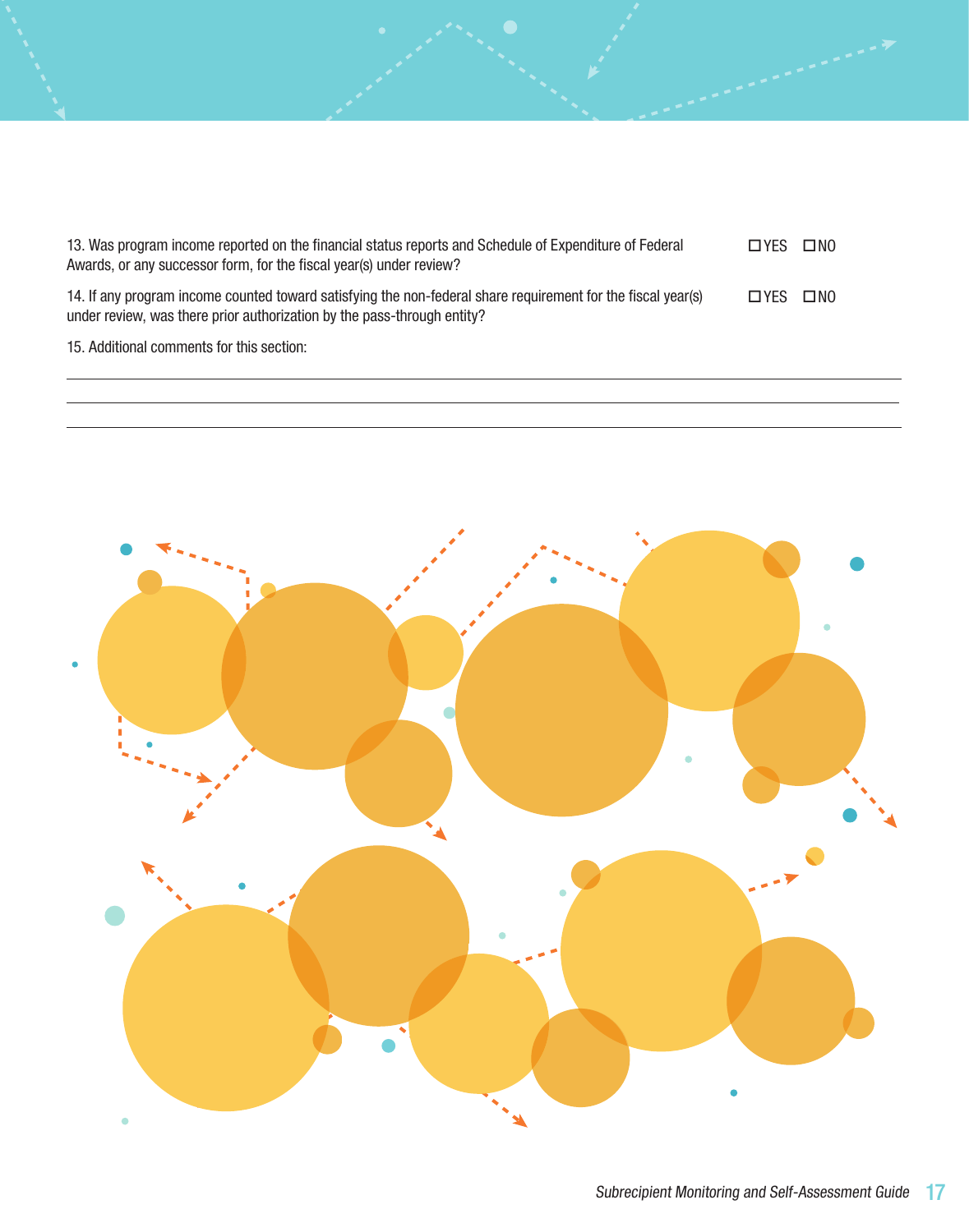13. Was program income reported on the financial status reports and Schedule of Expenditure of Federal Awards, or any successor form, for the fiscal year(s) under review? ☐ YES ☐ NO

14. If any program income counted toward satisfying the non-federal share requirement for the fiscal year(s) under review, was there prior authorization by the pass-through entity? ☐ YES ☐ NO

15. Additional comments for this section:

___

___

___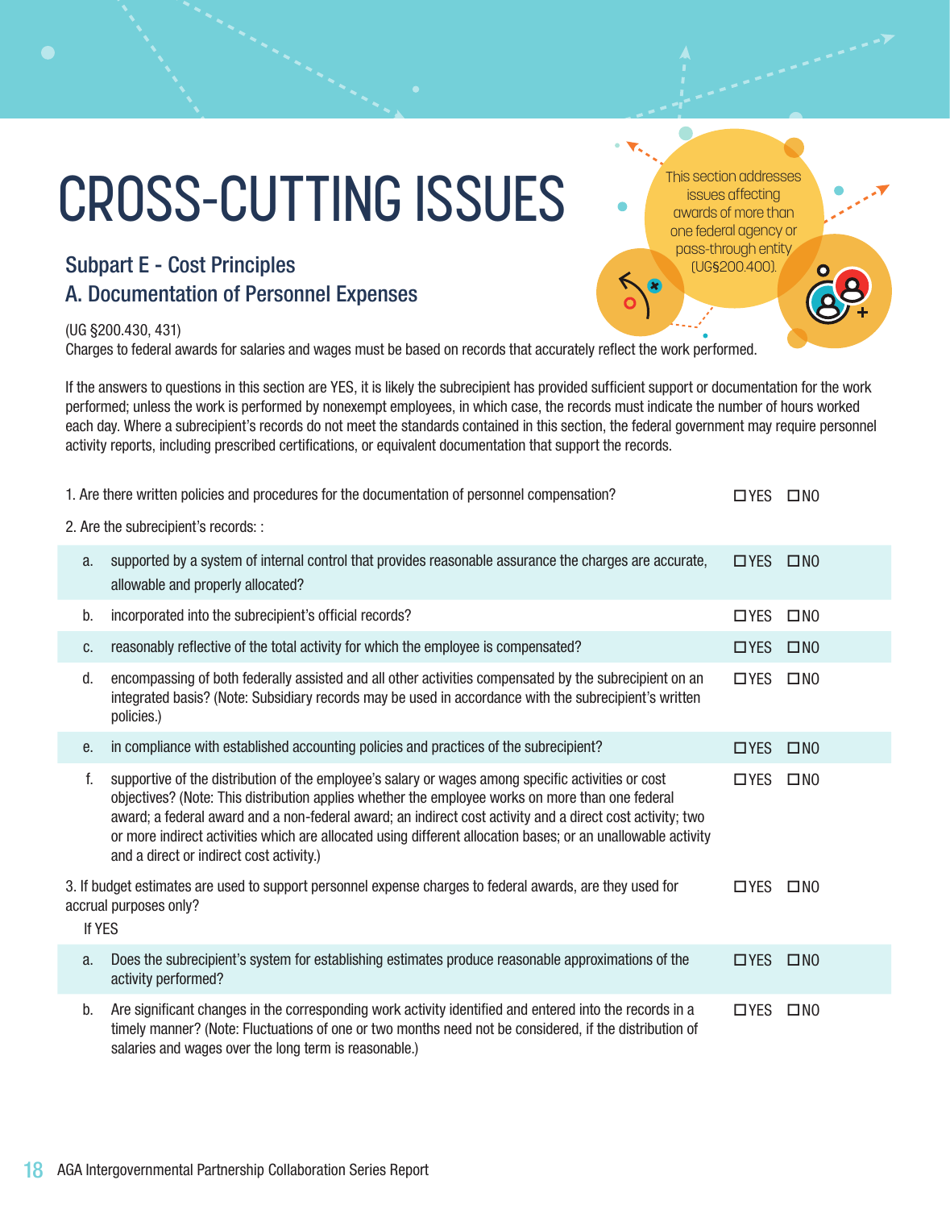# CROSS-CUTTING ISSUES

This section addresses issues affecting awards of more than one federal agency or pass-through entity (UG§200.400).

## Subpart E - Cost Principles

## A. Documentation of Personnel Expenses

(UG §200.430, 431)

Charges to federal awards for salaries and wages must be based on records that accurately reflect the work performed.

If the answers to questions in this section are YES, it is likely the subrecipient has provided sufficient support or documentation for the work performed; unless the work is performed by nonexempt employees, in which case, the records must indicate the number of hours worked each day. Where a subrecipient's records do not meet the standards contained in this section, the federal government may require personnel activity reports, including prescribed certifications, or equivalent documentation that support the records.

1. Are there written policies and procedures for the documentation of personnel compensation? ☐YES ☐NO

2. Are the subrecipient's records: :

| | | |
|---|---|---|
| a. | supported by a system of internal control that provides reasonable assurance the charges are accurate, allowable and properly allocated? | ☐YES ☐NO |
| b. | incorporated into the subrecipient's official records? | ☐YES ☐NO |
| c. | reasonably reflective of the total activity for which the employee is compensated? | ☐YES ☐NO |
| d. | encompassing of both federally assisted and all other activities compensated by the subrecipient on an integrated basis? (Note: Subsidiary records may be used in accordance with the subrecipient's written policies.) | ☐YES ☐NO |
| e. | in compliance with established accounting policies and practices of the subrecipient? | ☐YES ☐NO |
| f. | supportive of the distribution of the employee's salary or wages among specific activities or cost objectives? (Note: This distribution applies whether the employee works on more than one federal award; a federal award and a non-federal award; an indirect cost activity and a direct cost activity; two or more indirect activities which are allocated using different allocation bases; or an unallowable activity and a direct or indirect cost activity.) | ☐YES ☐NO |

3. If budget estimates are used to support personnel expense charges to federal awards, are they used for accrual purposes only? ☐YES ☐NO

If YES

| | | |
|---|---|---|
| a. | Does the subrecipient's system for establishing estimates produce reasonable approximations of the activity performed? | ☐YES ☐NO |
| b. | Are significant changes in the corresponding work activity identified and entered into the records in a timely manner? (Note: Fluctuations of one or two months need not be considered, if the distribution of salaries and wages over the long term is reasonable.) | ☐YES ☐NO |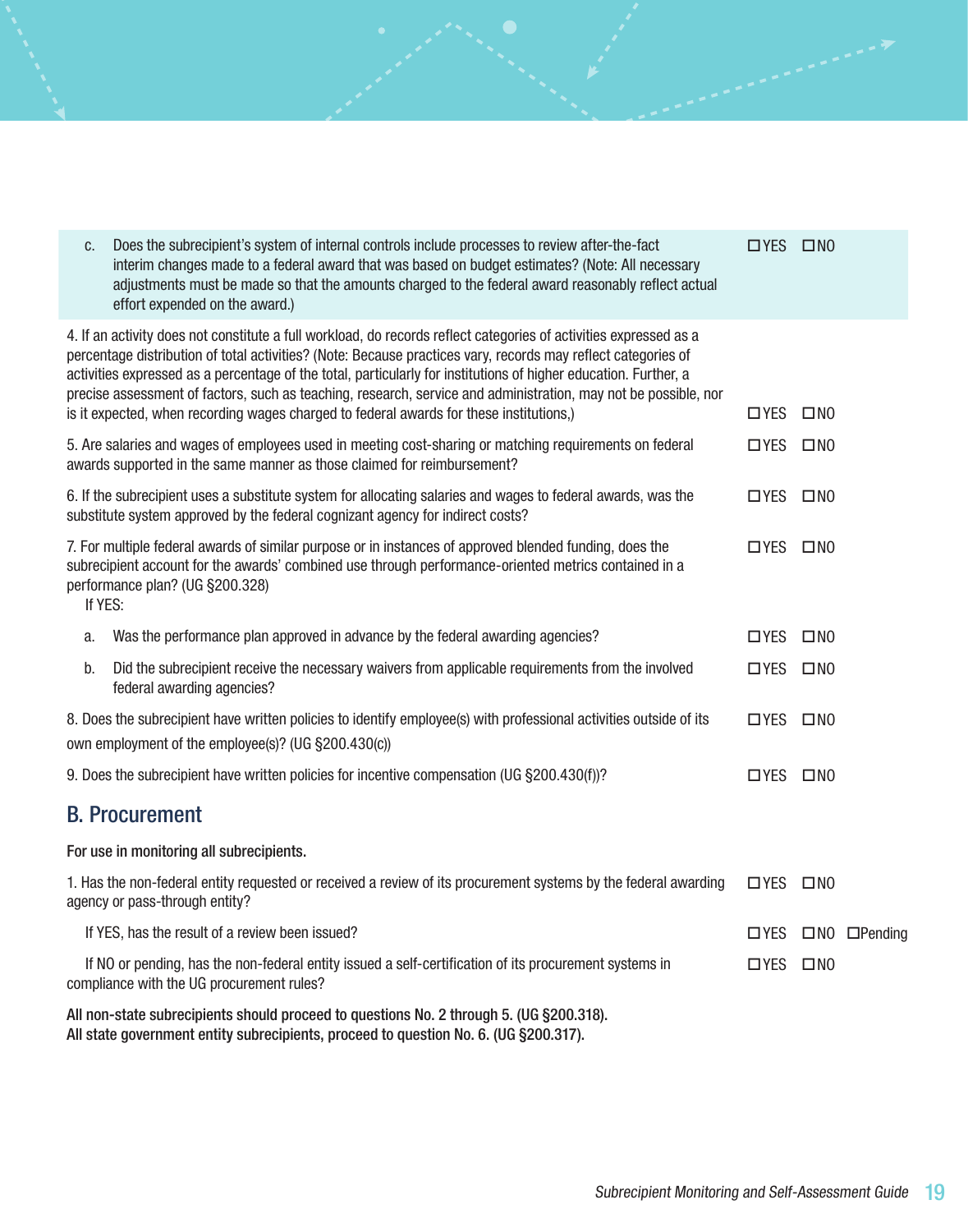c. Does the subrecipient's system of internal controls include processes to review after-the-fact interim changes made to a federal award that was based on budget estimates? (Note: All necessary adjustments must be made so that the amounts charged to the federal award reasonably reflect actual effort expended on the award.) ☐YES ☐NO

4. If an activity does not constitute a full workload, do records reflect categories of activities expressed as a percentage distribution of total activities? (Note: Because practices vary, records may reflect categories of activities expressed as a percentage of the total, particularly for institutions of higher education. Further, a precise assessment of factors, such as teaching, research, service and administration, may not be possible, nor is it expected, when recording wages charged to federal awards for these institutions,) ☐YES ☐NO

5. Are salaries and wages of employees used in meeting cost-sharing or matching requirements on federal awards supported in the same manner as those claimed for reimbursement? ☐YES ☐NO

6. If the subrecipient uses a substitute system for allocating salaries and wages to federal awards, was the substitute system approved by the federal cognizant agency for indirect costs? ☐YES ☐NO

7. For multiple federal awards of similar purpose or in instances of approved blended funding, does the subrecipient account for the awards' combined use through performance-oriented metrics contained in a performance plan? (UG §200.328) ☐YES ☐NO

If YES:

a. Was the performance plan approved in advance by the federal awarding agencies? ☐YES ☐NO

b. Did the subrecipient receive the necessary waivers from applicable requirements from the involved federal awarding agencies? ☐YES ☐NO

8. Does the subrecipient have written policies to identify employee(s) with professional activities outside of its own employment of the employee(s)? (UG §200.430(c)) ☐YES ☐NO

9. Does the subrecipient have written policies for incentive compensation (UG §200.430(f))? ☐YES ☐NO

## B. Procurement

**For use in monitoring all subrecipients.**

1. Has the non-federal entity requested or received a review of its procurement systems by the federal awarding agency or pass-through entity? ☐YES ☐NO

If YES, has the result of a review been issued? ☐YES ☐NO ☐Pending

If NO or pending, has the non-federal entity issued a self-certification of its procurement systems in compliance with the UG procurement rules? ☐YES ☐NO

**All non-state subrecipients should proceed to questions No. 2 through 5. (UG §200.318).**
**All state government entity subrecipients, proceed to question No. 6. (UG §200.317).**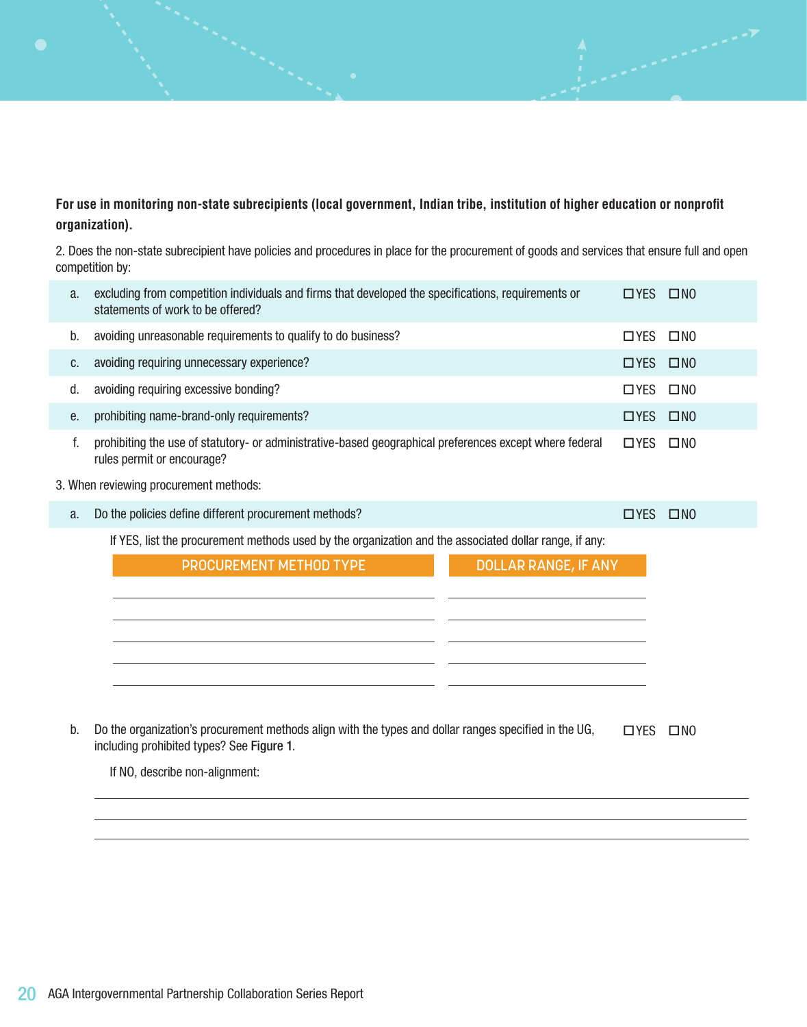**For use in monitoring non-state subrecipients (local government, Indian tribe, institution of higher education or nonprofit organization).**

2. Does the non-state subrecipient have policies and procedures in place for the procurement of goods and services that ensure full and open competition by:

| | | | |
|---|---|---|---|
| a. | excluding from competition individuals and firms that developed the specifications, requirements or statements of work to be offered? | ☐YES | ☐NO |
| b. | avoiding unreasonable requirements to qualify to do business? | ☐YES | ☐NO |
| c. | avoiding requiring unnecessary experience? | ☐YES | ☐NO |
| d. | avoiding requiring excessive bonding? | ☐YES | ☐NO |
| e. | prohibiting name-brand-only requirements? | ☐YES | ☐NO |
| f. | prohibiting the use of statutory- or administrative-based geographical preferences except where federal rules permit or encourage? | ☐YES | ☐NO |

3. When reviewing procurement methods:

| | | | |
|---|---|---|---|
| a. | Do the policies define different procurement methods? | ☐YES | ☐NO |

If YES, list the procurement methods used by the organization and the associated dollar range, if any:

| PROCUREMENT METHOD TYPE | DOLLAR RANGE, IF ANY |
|---|---|
| | |
| | |
| | |
| | |
| | |

| | | | |
|---|---|---|---|
| b. | Do the organization's procurement methods align with the types and dollar ranges specified in the UG, including prohibited types? See Figure 1. | ☐YES | ☐NO |

If NO, describe non-alignment:

_______________________________________________

_______________________________________________

_______________________________________________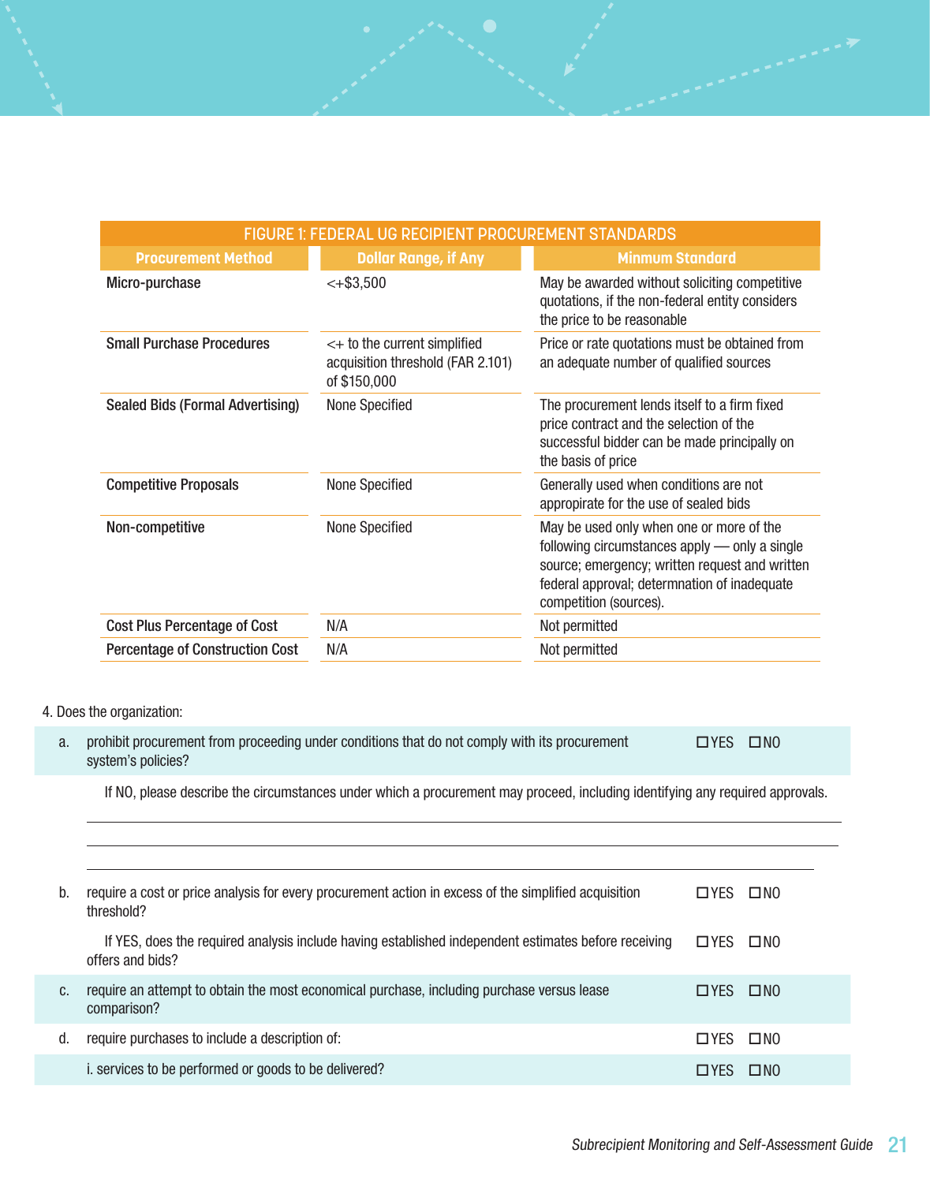| FIGURE 1: FEDERAL UG RECIPIENT PROCUREMENT STANDARDS | | |
|---|---|---|
| **Procurement Method** | **Dollar Range, if Any** | **Minmum Standard** |
| Micro-purchase | <+$3,500 | May be awarded without soliciting competitive quotations, if the non-federal entity considers the price to be reasonable |
| Small Purchase Procedures | <+ to the current simplified acquisition threshold (FAR 2.101) of $150,000 | Price or rate quotations must be obtained from an adequate number of qualified sources |
| Sealed Bids (Formal Advertising) | None Specified | The procurement lends itself to a firm fixed price contract and the selection of the successful bidder can be made principally on the basis of price |
| Competitive Proposals | None Specified | Generally used when conditions are not appropirate for the use of sealed bids |
| Non-competitive | None Specified | May be used only when one or more of the following circumstances apply — only a single source; emergency; written request and written federal approval; determnation of inadequate competition (sources). |
| Cost Plus Percentage of Cost | N/A | Not permitted |
| Percentage of Construction Cost | N/A | Not permitted |

4. Does the organization:

a. prohibit procurement from proceeding under conditions that do not comply with its procurement system's policies? ☐YES ☐NO

If NO, please describe the circumstances under which a procurement may proceed, including identifying any required approvals.

_______________________________________________

_______________________________________________

_______________________________________________

b. require a cost or price analysis for every procurement action in excess of the simplified acquisition threshold? ☐YES ☐NO

If YES, does the required analysis include having established independent estimates before receiving offers and bids? ☐YES ☐NO

c. require an attempt to obtain the most economical purchase, including purchase versus lease comparison? ☐YES ☐NO

d. require purchases to include a description of: ☐YES ☐NO

i. services to be performed or goods to be delivered? ☐YES ☐NO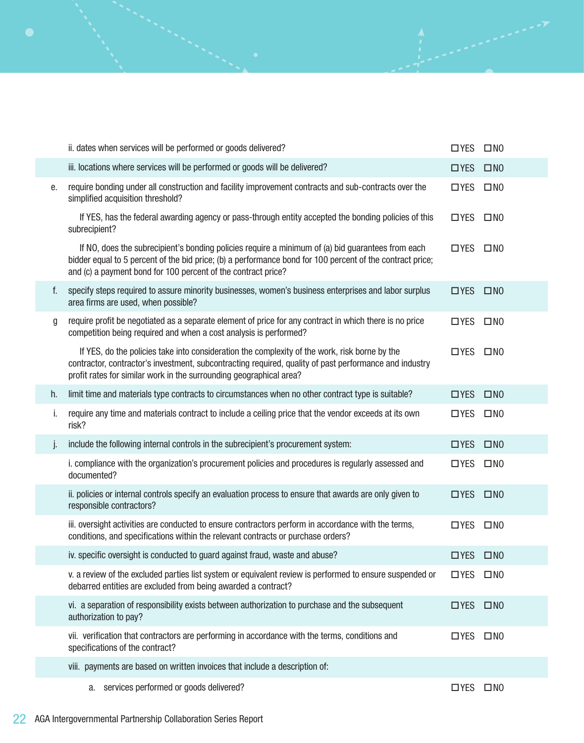| | | | |
|---|---|---|---|
| | ii. dates when services will be performed or goods delivered? | ☐YES | ☐NO |
| | iii. locations where services will be performed or goods will be delivered? | ☐YES | ☐NO |
| e. | require bonding under all construction and facility improvement contracts and sub-contracts over the simplified acquisition threshold? | ☐YES | ☐NO |
| | If YES, has the federal awarding agency or pass-through entity accepted the bonding policies of this subrecipient? | ☐YES | ☐NO |
| | If NO, does the subrecipient's bonding policies require a minimum of (a) bid guarantees from each bidder equal to 5 percent of the bid price; (b) a performance bond for 100 percent of the contract price; and (c) a payment bond for 100 percent of the contract price? | ☐YES | ☐NO |
| f. | specify steps required to assure minority businesses, women's business enterprises and labor surplus area firms are used, when possible? | ☐YES | ☐NO |
| g | require profit be negotiated as a separate element of price for any contract in which there is no price competition being required and when a cost analysis is performed? | ☐YES | ☐NO |
| | If YES, do the policies take into consideration the complexity of the work, risk borne by the contractor, contractor's investment, subcontracting required, quality of past performance and industry profit rates for similar work in the surrounding geographical area? | ☐YES | ☐NO |
| h. | limit time and materials type contracts to circumstances when no other contract type is suitable? | ☐YES | ☐NO |
| i. | require any time and materials contract to include a ceiling price that the vendor exceeds at its own risk? | ☐YES | ☐NO |
| j. | include the following internal controls in the subrecipient's procurement system: | ☐YES | ☐NO |
| | i. compliance with the organization's procurement policies and procedures is regularly assessed and documented? | ☐YES | ☐NO |
| | ii. policies or internal controls specify an evaluation process to ensure that awards are only given to responsible contractors? | ☐YES | ☐NO |
| | iii. oversight activities are conducted to ensure contractors perform in accordance with the terms, conditions, and specifications within the relevant contracts or purchase orders? | ☐YES | ☐NO |
| | iv. specific oversight is conducted to guard against fraud, waste and abuse? | ☐YES | ☐NO |
| | v. a review of the excluded parties list system or equivalent review is performed to ensure suspended or debarred entities are excluded from being awarded a contract? | ☐YES | ☐NO |
| | vi. a separation of responsibility exists between authorization to purchase and the subsequent authorization to pay? | ☐YES | ☐NO |
| | vii. verification that contractors are performing in accordance with the terms, conditions and specifications of the contract? | ☐YES | ☐NO |
| | viii. payments are based on written invoices that include a description of: | | |
| | a. services performed or goods delivered? | ☐YES | ☐NO |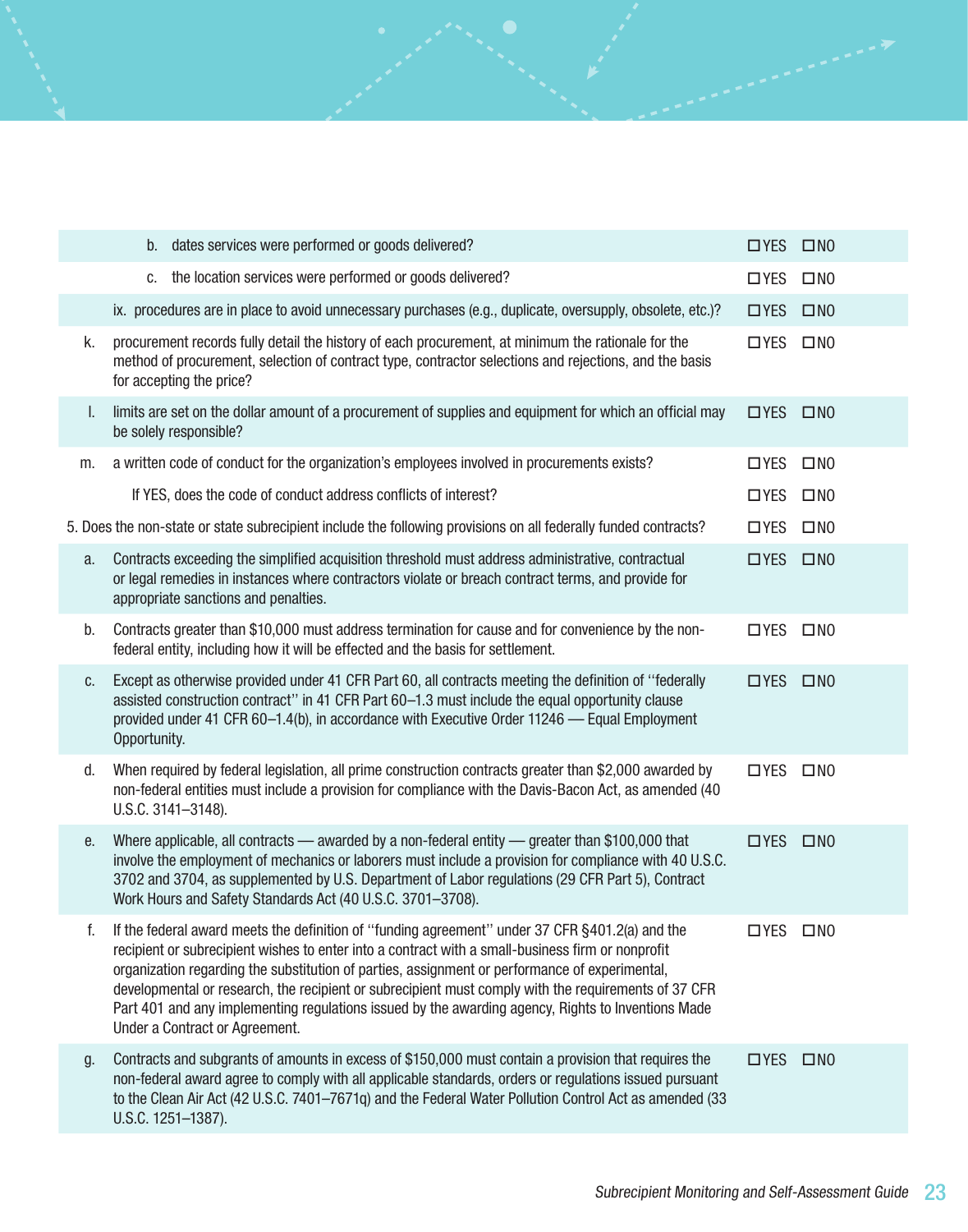| | |
|---|---|
| b. dates services were performed or goods delivered? | ☐YES ☐NO |
| c. the location services were performed or goods delivered? | ☐YES ☐NO |
| ix. procedures are in place to avoid unnecessary purchases (e.g., duplicate, oversupply, obsolete, etc.)? | ☐YES ☐NO |
| k. procurement records fully detail the history of each procurement, at minimum the rationale for the method of procurement, selection of contract type, contractor selections and rejections, and the basis for accepting the price? | ☐YES ☐NO |
| l. limits are set on the dollar amount of a procurement of supplies and equipment for which an official may be solely responsible? | ☐YES ☐NO |
| m. a written code of conduct for the organization's employees involved in procurements exists? | ☐YES ☐NO |
| If YES, does the code of conduct address conflicts of interest? | ☐YES ☐NO |
| 5. Does the non-state or state subrecipient include the following provisions on all federally funded contracts? | ☐YES ☐NO |
| a. Contracts exceeding the simplified acquisition threshold must address administrative, contractual or legal remedies in instances where contractors violate or breach contract terms, and provide for appropriate sanctions and penalties. | ☐YES ☐NO |
| b. Contracts greater than $10,000 must address termination for cause and for convenience by the non-federal entity, including how it will be effected and the basis for settlement. | ☐YES ☐NO |
| c. Except as otherwise provided under 41 CFR Part 60, all contracts meeting the definition of "federally assisted construction contract" in 41 CFR Part 60–1.3 must include the equal opportunity clause provided under 41 CFR 60–1.4(b), in accordance with Executive Order 11246 — Equal Employment Opportunity. | ☐YES ☐NO |
| d. When required by federal legislation, all prime construction contracts greater than $2,000 awarded by non-federal entities must include a provision for compliance with the Davis-Bacon Act, as amended (40 U.S.C. 3141–3148). | ☐YES ☐NO |
| e. Where applicable, all contracts — awarded by a non-federal entity — greater than $100,000 that involve the employment of mechanics or laborers must include a provision for compliance with 40 U.S.C. 3702 and 3704, as supplemented by U.S. Department of Labor regulations (29 CFR Part 5), Contract Work Hours and Safety Standards Act (40 U.S.C. 3701–3708). | ☐YES ☐NO |
| f. If the federal award meets the definition of "funding agreement" under 37 CFR §401.2(a) and the recipient or subrecipient wishes to enter into a contract with a small-business firm or nonprofit organization regarding the substitution of parties, assignment or performance of experimental, developmental or research, the recipient or subrecipient must comply with the requirements of 37 CFR Part 401 and any implementing regulations issued by the awarding agency, Rights to Inventions Made Under a Contract or Agreement. | ☐YES ☐NO |
| g. Contracts and subgrants of amounts in excess of $150,000 must contain a provision that requires the non-federal award agree to comply with all applicable standards, orders or regulations issued pursuant to the Clean Air Act (42 U.S.C. 7401–7671q) and the Federal Water Pollution Control Act as amended (33 U.S.C. 1251–1387). | ☐YES ☐NO |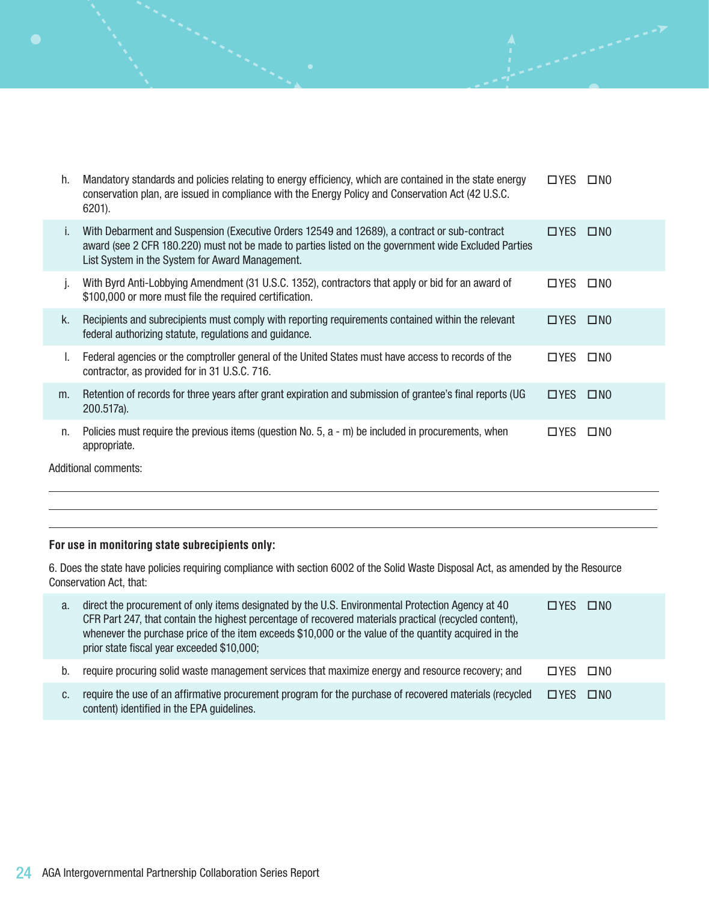| | | |
|---|---|---|
| h. | Mandatory standards and policies relating to energy efficiency, which are contained in the state energy conservation plan, are issued in compliance with the Energy Policy and Conservation Act (42 U.S.C. 6201). | ☐YES ☐NO |
| i. | With Debarment and Suspension (Executive Orders 12549 and 12689), a contract or sub-contract award (see 2 CFR 180.220) must not be made to parties listed on the government wide Excluded Parties List System in the System for Award Management. | ☐YES ☐NO |
| j. | With Byrd Anti-Lobbying Amendment (31 U.S.C. 1352), contractors that apply or bid for an award of $100,000 or more must file the required certification. | ☐YES ☐NO |
| k. | Recipients and subrecipients must comply with reporting requirements contained within the relevant federal authorizing statute, regulations and guidance. | ☐YES ☐NO |
| l. | Federal agencies or the comptroller general of the United States must have access to records of the contractor, as provided for in 31 U.S.C. 716. | ☐YES ☐NO |
| m. | Retention of records for three years after grant expiration and submission of grantee's final reports (UG 200.517a). | ☐YES ☐NO |
| n. | Policies must require the previous items (question No. 5, a - m) be included in procurements, when appropriate. | ☐YES ☐NO |

Additional comments:

______________________________________________________________________

______________________________________________________________________

______________________________________________________________________

**For use in monitoring state subrecipients only:**

6. Does the state have policies requiring compliance with section 6002 of the Solid Waste Disposal Act, as amended by the Resource Conservation Act, that:

| | | |
|---|---|---|
| a. | direct the procurement of only items designated by the U.S. Environmental Protection Agency at 40 CFR Part 247, that contain the highest percentage of recovered materials practical (recycled content), whenever the purchase price of the item exceeds $10,000 or the value of the quantity acquired in the prior state fiscal year exceeded $10,000; | ☐YES ☐NO |
| b. | require procuring solid waste management services that maximize energy and resource recovery; and | ☐YES ☐NO |
| c. | require the use of an affirmative procurement program for the purchase of recovered materials (recycled content) identified in the EPA guidelines. | ☐YES ☐NO |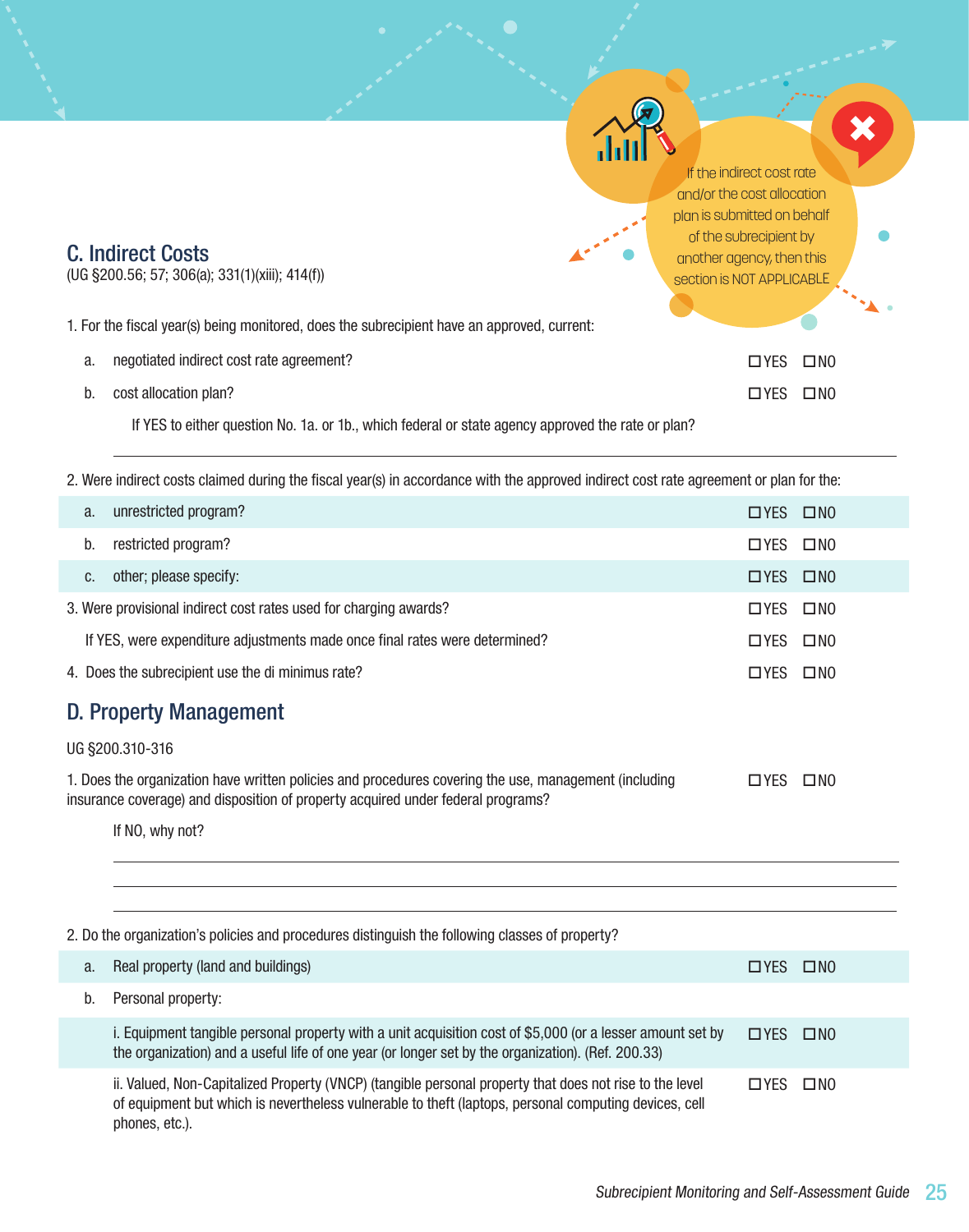## C. Indirect Costs

(UG §200.56; 57; 306(a); 331(1)(xiii); 414(f))

If the indirect cost rate and/or the cost allocation plan is submitted on behalf of the subrecipient by another agency, then this section is NOT APPLICABLE

1. For the fiscal year(s) being monitored, does the subrecipient have an approved, current:

| | | |
|---|---|---|
| a. | negotiated indirect cost rate agreement? | ☐YES ☐NO |
| b. | cost allocation plan? | ☐YES ☐NO |

If YES to either question No. 1a. or 1b., which federal or state agency approved the rate or plan?

_______________________________________________

2. Were indirect costs claimed during the fiscal year(s) in accordance with the approved indirect cost rate agreement or plan for the:

| | | |
|---|---|---|
| a. | unrestricted program? | ☐YES ☐NO |
| b. | restricted program? | ☐YES ☐NO |
| c. | other; please specify: | ☐YES ☐NO |

3. Were provisional indirect cost rates used for charging awards? ☐YES ☐NO

If YES, were expenditure adjustments made once final rates were determined? ☐YES ☐NO

4. Does the subrecipient use the di minimus rate? ☐YES ☐NO

## D. Property Management

UG §200.310-316

1. Does the organization have written policies and procedures covering the use, management (including insurance coverage) and disposition of property acquired under federal programs? ☐YES ☐NO

If NO, why not?

_______________________________________________

_______________________________________________

_______________________________________________

2. Do the organization's policies and procedures distinguish the following classes of property?

| | | |
|---|---|---|
| a. | Real property (land and buildings) | ☐YES ☐NO |
| b. | Personal property: | |
| | i. Equipment tangible personal property with a unit acquisition cost of $5,000 (or a lesser amount set by the organization) and a useful life of one year (or longer set by the organization). (Ref. 200.33) | ☐YES ☐NO |
| | ii. Valued, Non-Capitalized Property (VNCP) (tangible personal property that does not rise to the level of equipment but which is nevertheless vulnerable to theft (laptops, personal computing devices, cell phones, etc.). | ☐YES ☐NO |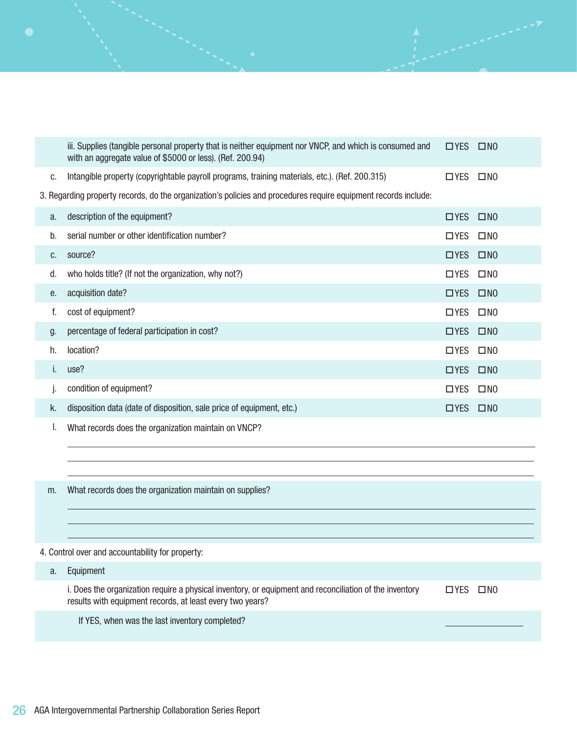| | | |
|---|---|---|
| | iii. Supplies (tangible personal property that is neither equipment nor VNCP, and which is consumed and with an aggregate value of $5000 or less). (Ref. 200.94) | ☐YES ☐NO |
| c. | Intangible property (copyrightable payroll programs, training materials, etc.). (Ref. 200.315) | ☐YES ☐NO |

3. Regarding property records, do the organization's policies and procedures require equipment records include:

| | | |
|---|---|---|
| a. | description of the equipment? | ☐YES ☐NO |
| b. | serial number or other identification number? | ☐YES ☐NO |
| c. | source? | ☐YES ☐NO |
| d. | who holds title? (If not the organization, why not?) | ☐YES ☐NO |
| e. | acquisition date? | ☐YES ☐NO |
| f. | cost of equipment? | ☐YES ☐NO |
| g. | percentage of federal participation in cost? | ☐YES ☐NO |
| h. | location? | ☐YES ☐NO |
| i. | use? | ☐YES ☐NO |
| j. | condition of equipment? | ☐YES ☐NO |
| k. | disposition data (date of disposition, sale price of equipment, etc.) | ☐YES ☐NO |

l. What records does the organization maintain on VNCP?

______________________________________________

______________________________________________

______________________________________________

m. What records does the organization maintain on supplies?

______________________________________________

______________________________________________

______________________________________________

4. Control over and accountability for property:

a. Equipment

| | |
|---|---|
| i. Does the organization require a physical inventory, or equipment and reconciliation of the inventory results with equipment records, at least every two years? | ☐YES ☐NO |
| If YES, when was the last inventory completed? | ____________ |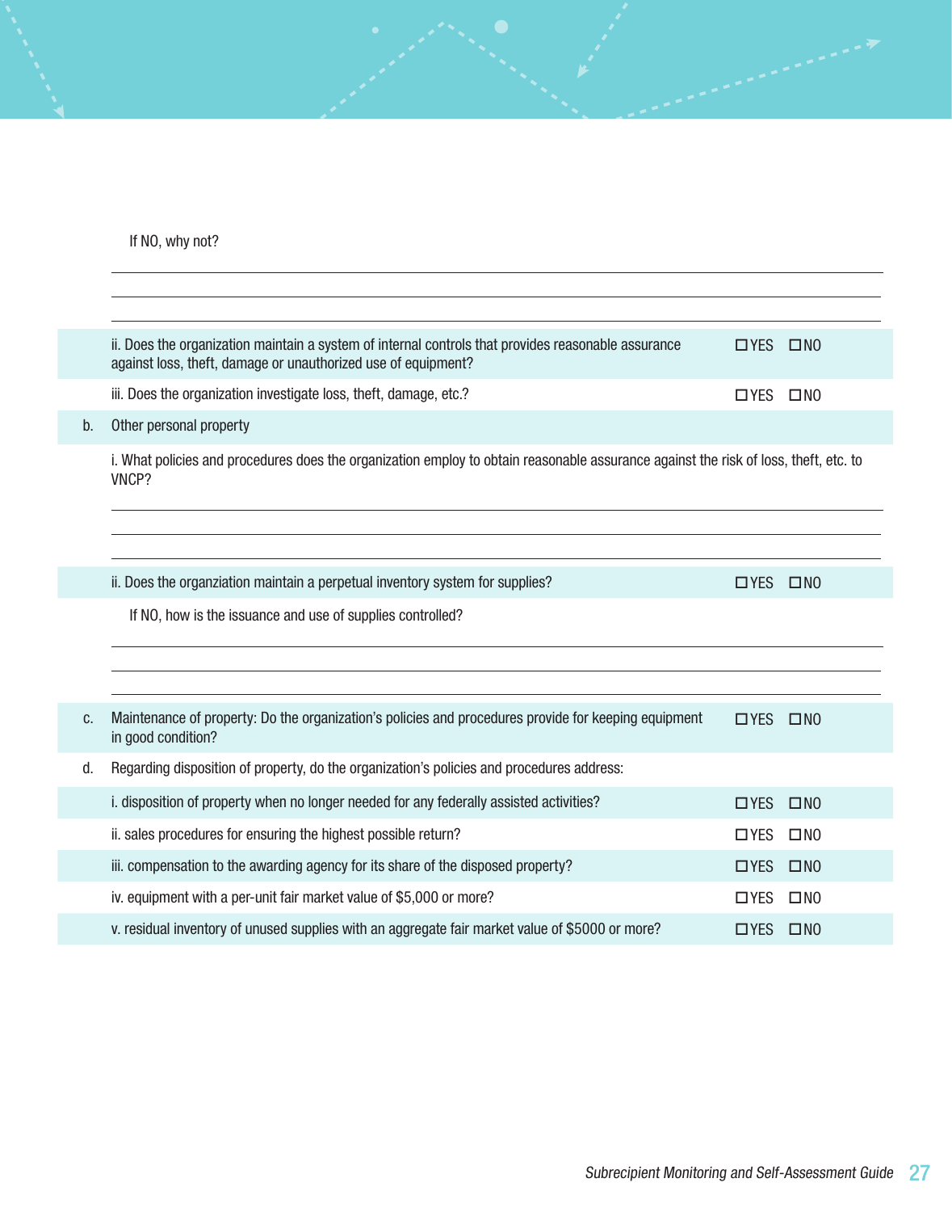If NO, why not?

______________________________________________________________________

______________________________________________________________________

______________________________________________________________________

ii. Does the organization maintain a system of internal controls that provides reasonable assurance against loss, theft, damage or unauthorized use of equipment? ☐YES ☐NO

iii. Does the organization investigate loss, theft, damage, etc.? ☐YES ☐NO

b. Other personal property

i. What policies and procedures does the organization employ to obtain reasonable assurance against the risk of loss, theft, etc. to VNCP?

______________________________________________________________________

______________________________________________________________________

______________________________________________________________________

ii. Does the organziation maintain a perpetual inventory system for supplies? ☐YES ☐NO

If NO, how is the issuance and use of supplies controlled?

______________________________________________________________________

______________________________________________________________________

______________________________________________________________________

c. Maintenance of property: Do the organization's policies and procedures provide for keeping equipment in good condition? ☐YES ☐NO

d. Regarding disposition of property, do the organization's policies and procedures address:

i. disposition of property when no longer needed for any federally assisted activities? ☐YES ☐NO

ii. sales procedures for ensuring the highest possible return? ☐YES ☐NO

iii. compensation to the awarding agency for its share of the disposed property? ☐YES ☐NO

iv. equipment with a per-unit fair market value of $5,000 or more? ☐YES ☐NO

v. residual inventory of unused supplies with an aggregate fair market value of $5000 or more? ☐YES ☐NO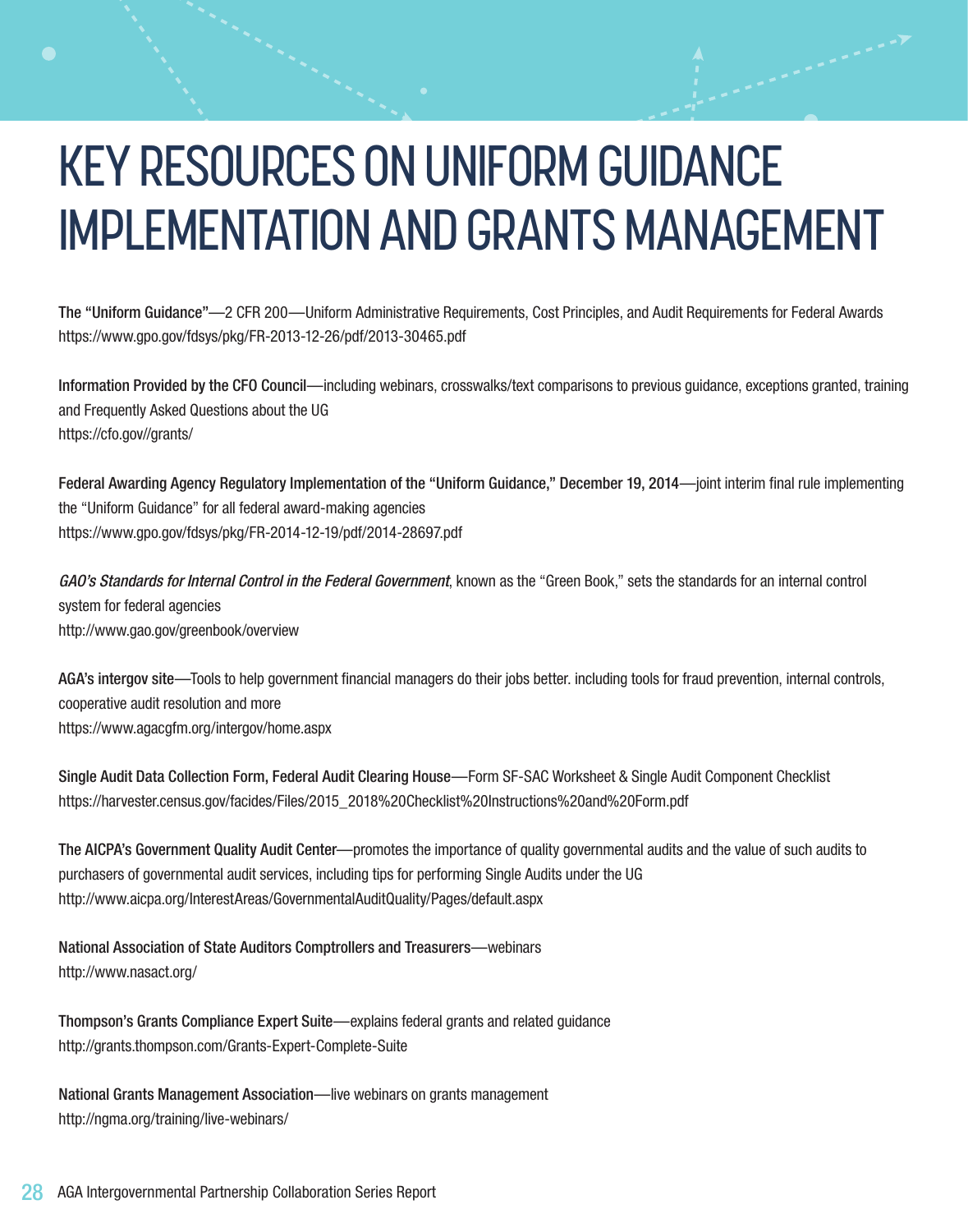# KEY RESOURCES ON UNIFORM GUIDANCE IMPLEMENTATION AND GRANTS MANAGEMENT

The "Uniform Guidance"—2 CFR 200—Uniform Administrative Requirements, Cost Principles, and Audit Requirements for Federal Awards
https://www.gpo.gov/fdsys/pkg/FR-2013-12-26/pdf/2013-30465.pdf

Information Provided by the CFO Council—including webinars, crosswalks/text comparisons to previous guidance, exceptions granted, training and Frequently Asked Questions about the UG
https://cfo.gov//grants/

Federal Awarding Agency Regulatory Implementation of the "Uniform Guidance," December 19, 2014—joint interim final rule implementing the "Uniform Guidance" for all federal award-making agencies
https://www.gpo.gov/fdsys/pkg/FR-2014-12-19/pdf/2014-28697.pdf

*GAO's Standards for Internal Control in the Federal Government*, known as the "Green Book," sets the standards for an internal control system for federal agencies
http://www.gao.gov/greenbook/overview

AGA's intergov site—Tools to help government financial managers do their jobs better. including tools for fraud prevention, internal controls, cooperative audit resolution and more
https://www.agacgfm.org/intergov/home.aspx

Single Audit Data Collection Form, Federal Audit Clearing House—Form SF-SAC Worksheet & Single Audit Component Checklist
https://harvester.census.gov/facides/Files/2015_2018%20Checklist%20Instructions%20and%20Form.pdf

The AICPA's Government Quality Audit Center—promotes the importance of quality governmental audits and the value of such audits to purchasers of governmental audit services, including tips for performing Single Audits under the UG
http://www.aicpa.org/InterestAreas/GovernmentalAuditQuality/Pages/default.aspx

National Association of State Auditors Comptrollers and Treasurers—webinars
http://www.nasact.org/

Thompson's Grants Compliance Expert Suite—explains federal grants and related guidance
http://grants.thompson.com/Grants-Expert-Complete-Suite

National Grants Management Association—live webinars on grants management
http://ngma.org/training/live-webinars/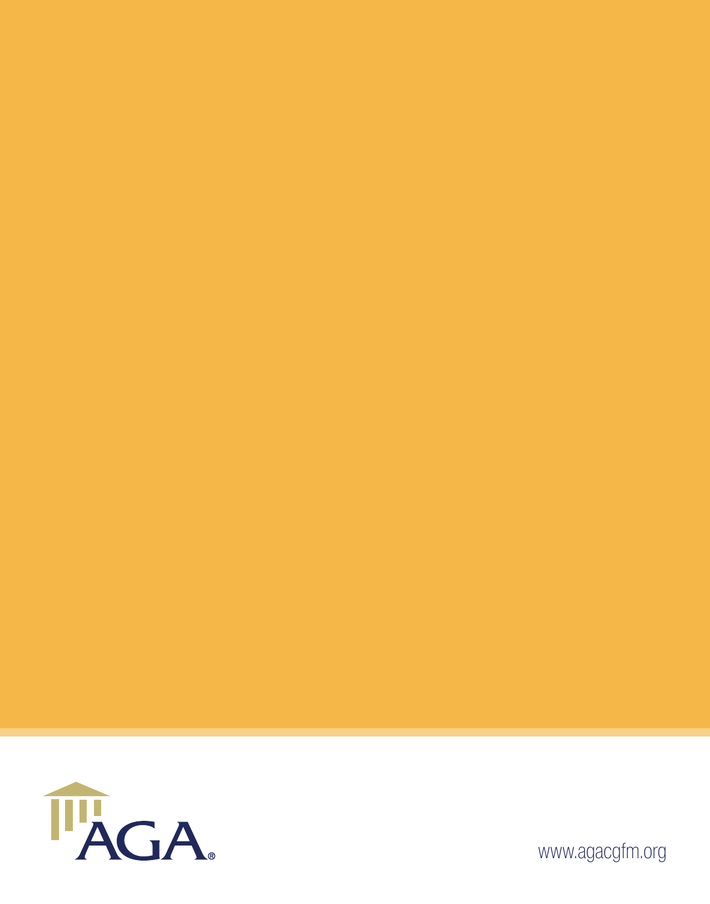AGA®

www.agacgfm.org